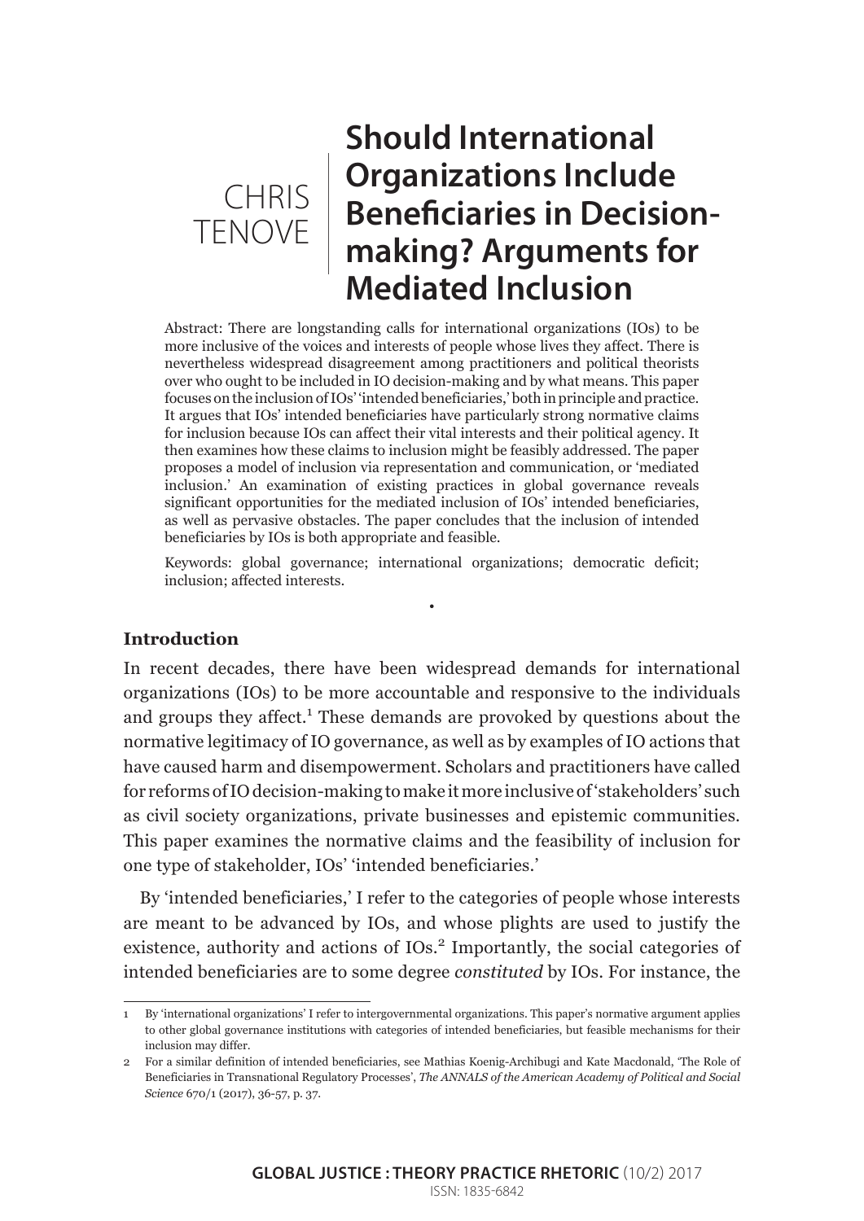CHRIS TENOVE

# Should International Organizations Include Beneficiaries in Decision-making? Arguments for Mediated Inclusion

Abstract: There are longstanding calls for international organizations (IOs) to be more inclusive of the voices and interests of people whose lives they affect. There is nevertheless widespread disagreement among practitioners and political theorists over who ought to be included in IO decision-making and by what means. This paper focuses on the inclusion of IOs' 'intended beneficiaries,' both in principle and practice. It argues that IOs' intended beneficiaries have particularly strong normative claims for inclusion because IOs can affect their vital interests and their political agency. It then examines how these claims to inclusion might be feasibly addressed. The paper proposes a model of inclusion via representation and communication, or 'mediated inclusion.' An examination of existing practices in global governance reveals significant opportunities for the mediated inclusion of IOs' intended beneficiaries, as well as pervasive obstacles. The paper concludes that the inclusion of intended beneficiaries by IOs is both appropriate and feasible.

Keywords: global governance; international organizations; democratic deficit; inclusion; affected interests.

•

## Introduction

In recent decades, there have been widespread demands for international organizations (IOs) to be more accountable and responsive to the individuals and groups they affect.[1] These demands are provoked by questions about the normative legitimacy of IO governance, as well as by examples of IO actions that have caused harm and disempowerment. Scholars and practitioners have called for reforms of IO decision-making to make it more inclusive of 'stakeholders' such as civil society organizations, private businesses and epistemic communities. This paper examines the normative claims and the feasibility of inclusion for one type of stakeholder, IOs' 'intended beneficiaries.'

By 'intended beneficiaries,' I refer to the categories of people whose interests are meant to be advanced by IOs, and whose plights are used to justify the existence, authority and actions of IOs.[2] Importantly, the social categories of intended beneficiaries are to some degree *constituted* by IOs. For instance, the

---

1 By 'international organizations' I refer to intergovernmental organizations. This paper's normative argument applies to other global governance institutions with categories of intended beneficiaries, but feasible mechanisms for their inclusion may differ.

2 For a similar definition of intended beneficiaries, see Mathias Koenig-Archibugi and Kate Macdonald, 'The Role of Beneficiaries in Transnational Regulatory Processes', *The ANNALS of the American Academy of Political and Social Science* 670/1 (2017), 36-57, p. 37.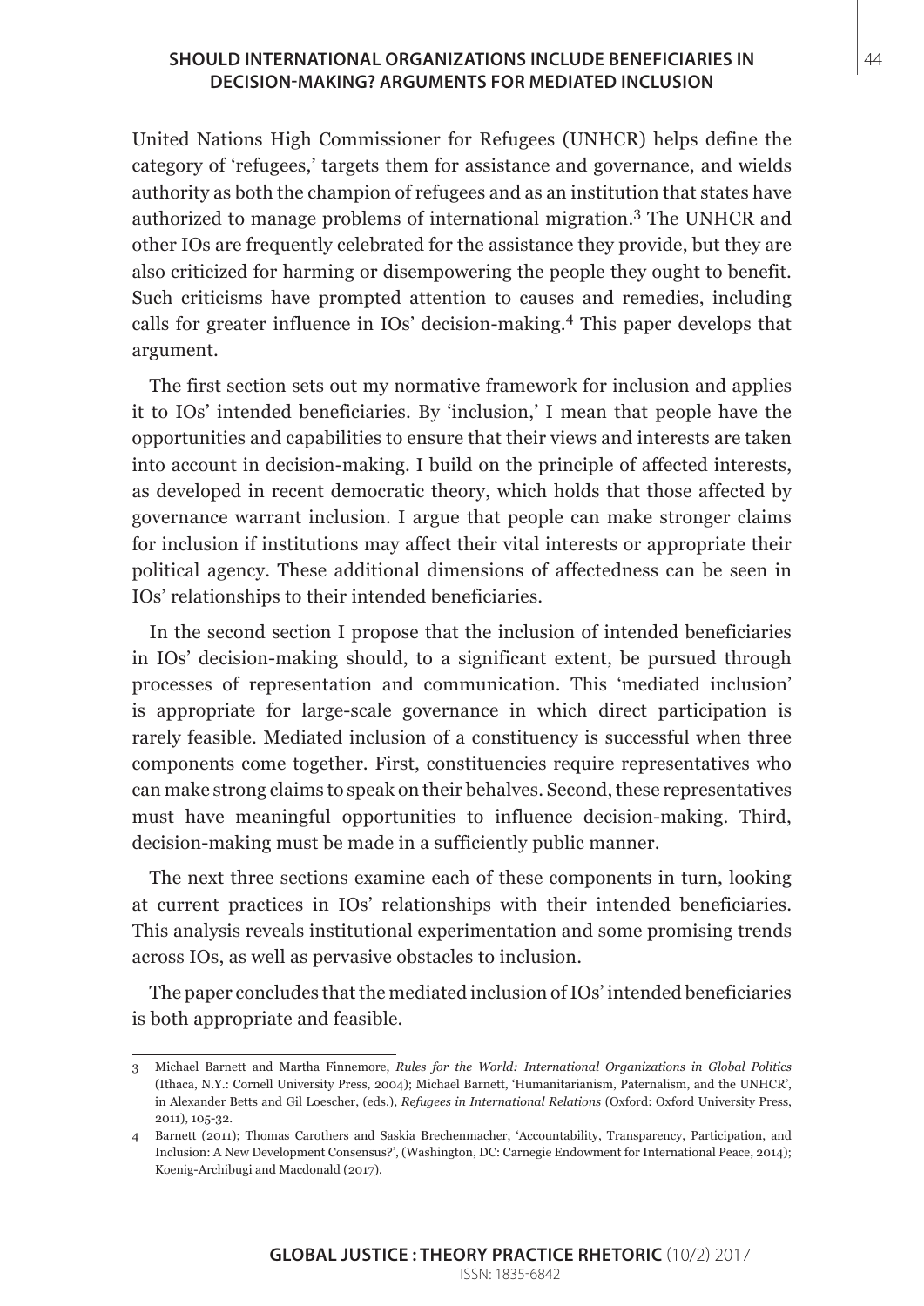United Nations High Commissioner for Refugees (UNHCR) helps define the category of 'refugees,' targets them for assistance and governance, and wields authority as both the champion of refugees and as an institution that states have authorized to manage problems of international migration.[3] The UNHCR and other IOs are frequently celebrated for the assistance they provide, but they are also criticized for harming or disempowering the people they ought to benefit. Such criticisms have prompted attention to causes and remedies, including calls for greater influence in IOs' decision-making.[4] This paper develops that argument.

The first section sets out my normative framework for inclusion and applies it to IOs' intended beneficiaries. By 'inclusion,' I mean that people have the opportunities and capabilities to ensure that their views and interests are taken into account in decision-making. I build on the principle of affected interests, as developed in recent democratic theory, which holds that those affected by governance warrant inclusion. I argue that people can make stronger claims for inclusion if institutions may affect their vital interests or appropriate their political agency. These additional dimensions of affectedness can be seen in IOs' relationships to their intended beneficiaries.

In the second section I propose that the inclusion of intended beneficiaries in IOs' decision-making should, to a significant extent, be pursued through processes of representation and communication. This 'mediated inclusion' is appropriate for large-scale governance in which direct participation is rarely feasible. Mediated inclusion of a constituency is successful when three components come together. First, constituencies require representatives who can make strong claims to speak on their behalves. Second, these representatives must have meaningful opportunities to influence decision-making. Third, decision-making must be made in a sufficiently public manner.

The next three sections examine each of these components in turn, looking at current practices in IOs' relationships with their intended beneficiaries. This analysis reveals institutional experimentation and some promising trends across IOs, as well as pervasive obstacles to inclusion.

The paper concludes that the mediated inclusion of IOs' intended beneficiaries is both appropriate and feasible.

---

3 Michael Barnett and Martha Finnemore, *Rules for the World: International Organizations in Global Politics* (Ithaca, N.Y.: Cornell University Press, 2004); Michael Barnett, 'Humanitarianism, Paternalism, and the UNHCR', in Alexander Betts and Gil Loescher, (eds.), *Refugees in International Relations* (Oxford: Oxford University Press, 2011), 105-32.

4 Barnett (2011); Thomas Carothers and Saskia Brechenmacher, 'Accountability, Transparency, Participation, and Inclusion: A New Development Consensus?', (Washington, DC: Carnegie Endowment for International Peace, 2014); Koenig-Archibugi and Macdonald (2017).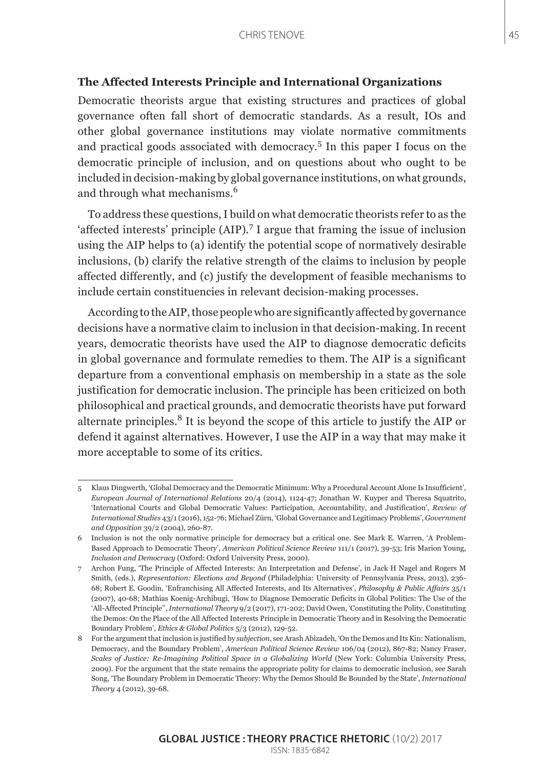### The Affected Interests Principle and International Organizations

Democratic theorists argue that existing structures and practices of global governance often fall short of democratic standards. As a result, IOs and other global governance institutions may violate normative commitments and practical goods associated with democracy.[5] In this paper I focus on the democratic principle of inclusion, and on questions about who ought to be included in decision-making by global governance institutions, on what grounds, and through what mechanisms.[6]

To address these questions, I build on what democratic theorists refer to as the 'affected interests' principle (AIP).[7] I argue that framing the issue of inclusion using the AIP helps to (a) identify the potential scope of normatively desirable inclusions, (b) clarify the relative strength of the claims to inclusion by people affected differently, and (c) justify the development of feasible mechanisms to include certain constituencies in relevant decision-making processes.

According to the AIP, those people who are significantly affected by governance decisions have a normative claim to inclusion in that decision-making. In recent years, democratic theorists have used the AIP to diagnose democratic deficits in global governance and formulate remedies to them. The AIP is a significant departure from a conventional emphasis on membership in a state as the sole justification for democratic inclusion. The principle has been criticized on both philosophical and practical grounds, and democratic theorists have put forward alternate principles.[8] It is beyond the scope of this article to justify the AIP or defend it against alternatives. However, I use the AIP in a way that may make it more acceptable to some of its critics.

---

5 Klaus Dingwerth, 'Global Democracy and the Democratic Minimum: Why a Procedural Account Alone Is Insufficient', *European Journal of International Relations* 20/4 (2014), 1124-47; Jonathan W. Kuyper and Theresa Squatrito, 'International Courts and Global Democratic Values: Participation, Accountability, and Justification', *Review of International Studies* 43/1 (2016), 152-76; Michael Zürn, 'Global Governance and Legitimacy Problems', *Government and Opposition* 39/2 (2004), 260-87.

6 Inclusion is not the only normative principle for democracy but a critical one. See Mark E. Warren, 'A Problem-Based Approach to Democratic Theory', *American Political Science Review* 111/1 (2017), 39-53; Iris Marion Young, *Inclusion and Democracy* (Oxford: Oxford University Press, 2000).

7 Archon Fung, 'The Principle of Affected Interests: An Interpretation and Defense', in Jack H Nagel and Rogers M Smith, (eds.), *Representation: Elections and Beyond* (Philadelphia: University of Pennsylvania Press, 2013), 236-68; Robert E. Goodin, 'Enfranchising All Affected Interests, and Its Alternatives', *Philosophy & Public Affairs* 35/1 (2007), 40-68; Mathias Koenig-Archibugi, 'How to Diagnose Democratic Deficits in Global Politics: The Use of the 'All-Affected Principle'', *International Theory* 9/2 (2017), 171-202; David Owen, 'Constituting the Polity, Constituting the Demos: On the Place of the All Affected Interests Principle in Democratic Theory and in Resolving the Democratic Boundary Problem', *Ethics & Global Politics* 5/3 (2012), 129-52.

8 For the argument that inclusion is justified by *subjection*, see Arash Abizadeh, 'On the Demos and Its Kin: Nationalism, Democracy, and the Boundary Problem', *American Political Science Review* 106/04 (2012), 867-82; Nancy Fraser, *Scales of Justice: Re-Imagining Political Space in a Globalizing World* (New York: Columbia University Press, 2009). For the argument that the state remains the appropriate polity for claims to democratic inclusion, see Sarah Song, 'The Boundary Problem in Democratic Theory: Why the Demos Should Be Bounded by the State', *International Theory* 4 (2012), 39-68.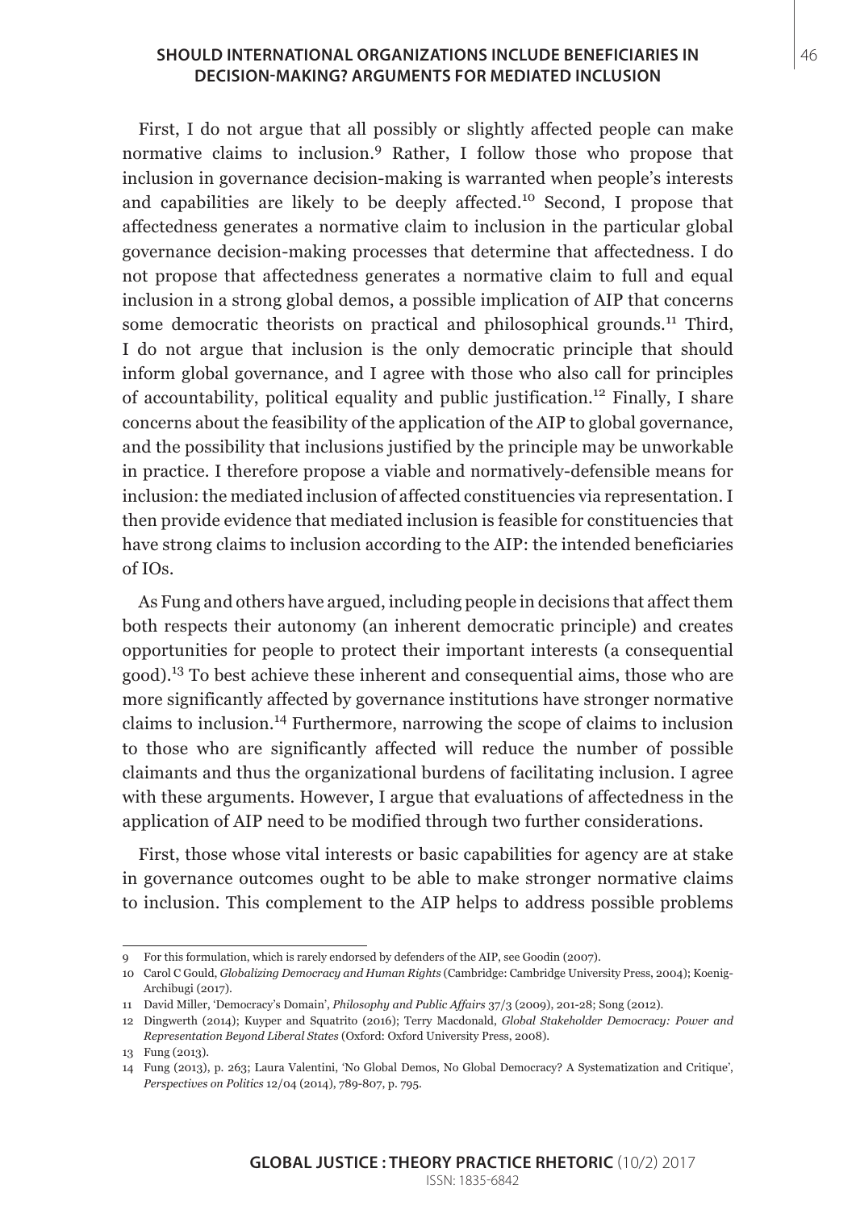First, I do not argue that all possibly or slightly affected people can make normative claims to inclusion.[9] Rather, I follow those who propose that inclusion in governance decision-making is warranted when people's interests and capabilities are likely to be deeply affected.[10] Second, I propose that affectedness generates a normative claim to inclusion in the particular global governance decision-making processes that determine that affectedness. I do not propose that affectedness generates a normative claim to full and equal inclusion in a strong global demos, a possible implication of AIP that concerns some democratic theorists on practical and philosophical grounds.[11] Third, I do not argue that inclusion is the only democratic principle that should inform global governance, and I agree with those who also call for principles of accountability, political equality and public justification.[12] Finally, I share concerns about the feasibility of the application of the AIP to global governance, and the possibility that inclusions justified by the principle may be unworkable in practice. I therefore propose a viable and normatively-defensible means for inclusion: the mediated inclusion of affected constituencies via representation. I then provide evidence that mediated inclusion is feasible for constituencies that have strong claims to inclusion according to the AIP: the intended beneficiaries of IOs.

As Fung and others have argued, including people in decisions that affect them both respects their autonomy (an inherent democratic principle) and creates opportunities for people to protect their important interests (a consequential good).[13] To best achieve these inherent and consequential aims, those who are more significantly affected by governance institutions have stronger normative claims to inclusion.[14] Furthermore, narrowing the scope of claims to inclusion to those who are significantly affected will reduce the number of possible claimants and thus the organizational burdens of facilitating inclusion. I agree with these arguments. However, I argue that evaluations of affectedness in the application of AIP need to be modified through two further considerations.

First, those whose vital interests or basic capabilities for agency are at stake in governance outcomes ought to be able to make stronger normative claims to inclusion. This complement to the AIP helps to address possible problems

---

9 For this formulation, which is rarely endorsed by defenders of the AIP, see Goodin (2007).

10 Carol C Gould, *Globalizing Democracy and Human Rights* (Cambridge: Cambridge University Press, 2004); Koenig-Archibugi (2017).

11 David Miller, 'Democracy's Domain', *Philosophy and Public Affairs* 37/3 (2009), 201-28; Song (2012).

12 Dingwerth (2014); Kuyper and Squatrito (2016); Terry Macdonald, *Global Stakeholder Democracy: Power and Representation Beyond Liberal States* (Oxford: Oxford University Press, 2008).

13 Fung (2013).

14 Fung (2013), p. 263; Laura Valentini, 'No Global Demos, No Global Democracy? A Systematization and Critique', *Perspectives on Politics* 12/04 (2014), 789-807, p. 795.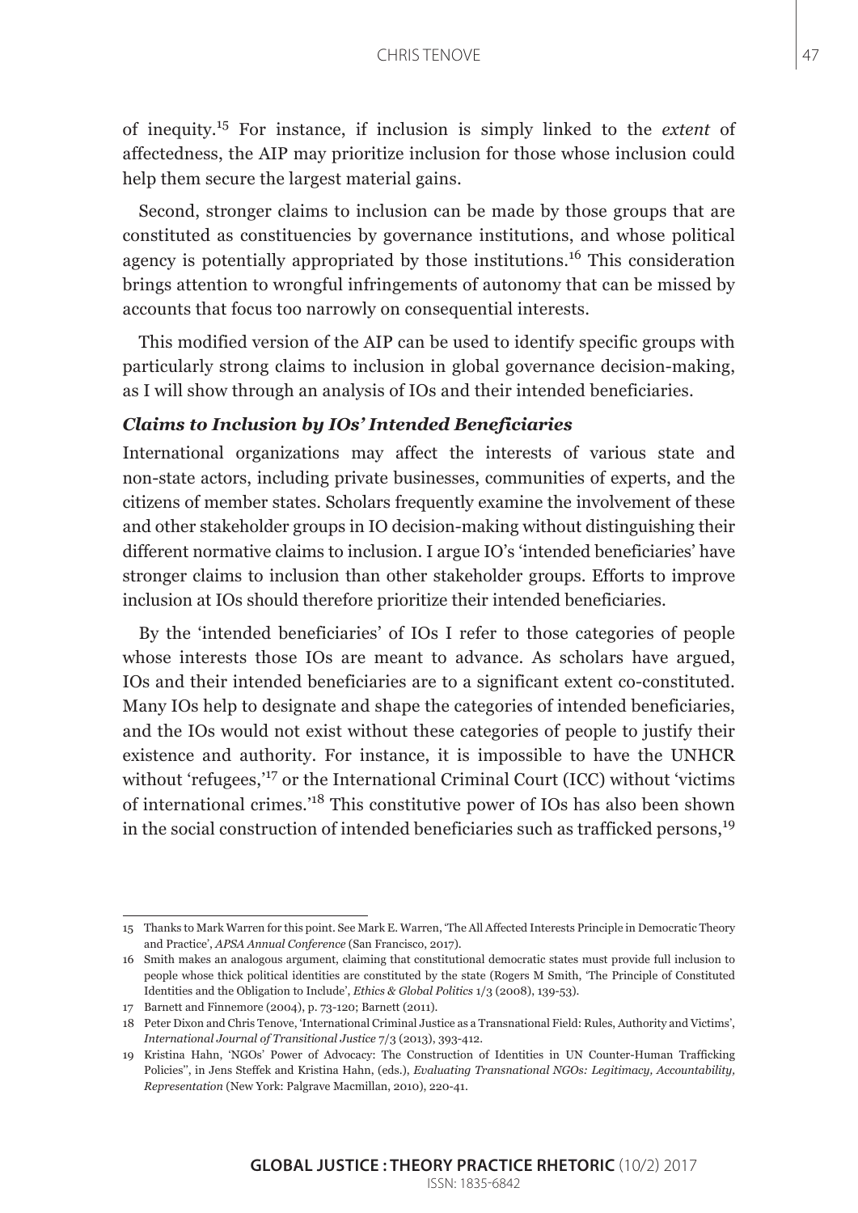of inequity.[15] For instance, if inclusion is simply linked to the *extent* of affectedness, the AIP may prioritize inclusion for those whose inclusion could help them secure the largest material gains.

Second, stronger claims to inclusion can be made by those groups that are constituted as constituencies by governance institutions, and whose political agency is potentially appropriated by those institutions.[16] This consideration brings attention to wrongful infringements of autonomy that can be missed by accounts that focus too narrowly on consequential interests.

This modified version of the AIP can be used to identify specific groups with particularly strong claims to inclusion in global governance decision-making, as I will show through an analysis of IOs and their intended beneficiaries.

### *Claims to Inclusion by IOs' Intended Beneficiaries*

International organizations may affect the interests of various state and non-state actors, including private businesses, communities of experts, and the citizens of member states. Scholars frequently examine the involvement of these and other stakeholder groups in IO decision-making without distinguishing their different normative claims to inclusion. I argue IO's 'intended beneficiaries' have stronger claims to inclusion than other stakeholder groups. Efforts to improve inclusion at IOs should therefore prioritize their intended beneficiaries.

By the 'intended beneficiaries' of IOs I refer to those categories of people whose interests those IOs are meant to advance. As scholars have argued, IOs and their intended beneficiaries are to a significant extent co-constituted. Many IOs help to designate and shape the categories of intended beneficiaries, and the IOs would not exist without these categories of people to justify their existence and authority. For instance, it is impossible to have the UNHCR without 'refugees,'[17] or the International Criminal Court (ICC) without 'victims of international crimes.'[18] This constitutive power of IOs has also been shown in the social construction of intended beneficiaries such as trafficked persons,[19]

---

15 Thanks to Mark Warren for this point. See Mark E. Warren, 'The All Affected Interests Principle in Democratic Theory and Practice', *APSA Annual Conference* (San Francisco, 2017).

16 Smith makes an analogous argument, claiming that constitutional democratic states must provide full inclusion to people whose thick political identities are constituted by the state (Rogers M Smith, 'The Principle of Constituted Identities and the Obligation to Include', *Ethics & Global Politics* 1/3 (2008), 139-53).

17 Barnett and Finnemore (2004), p. 73-120; Barnett (2011).

18 Peter Dixon and Chris Tenove, 'International Criminal Justice as a Transnational Field: Rules, Authority and Victims', *International Journal of Transitional Justice* 7/3 (2013), 393-412.

19 Kristina Hahn, 'NGOs' Power of Advocacy: The Construction of Identities in UN Counter-Human Trafficking Policies'', in Jens Steffek and Kristina Hahn, (eds.), *Evaluating Transnational NGOs: Legitimacy, Accountability, Representation* (New York: Palgrave Macmillan, 2010), 220-41.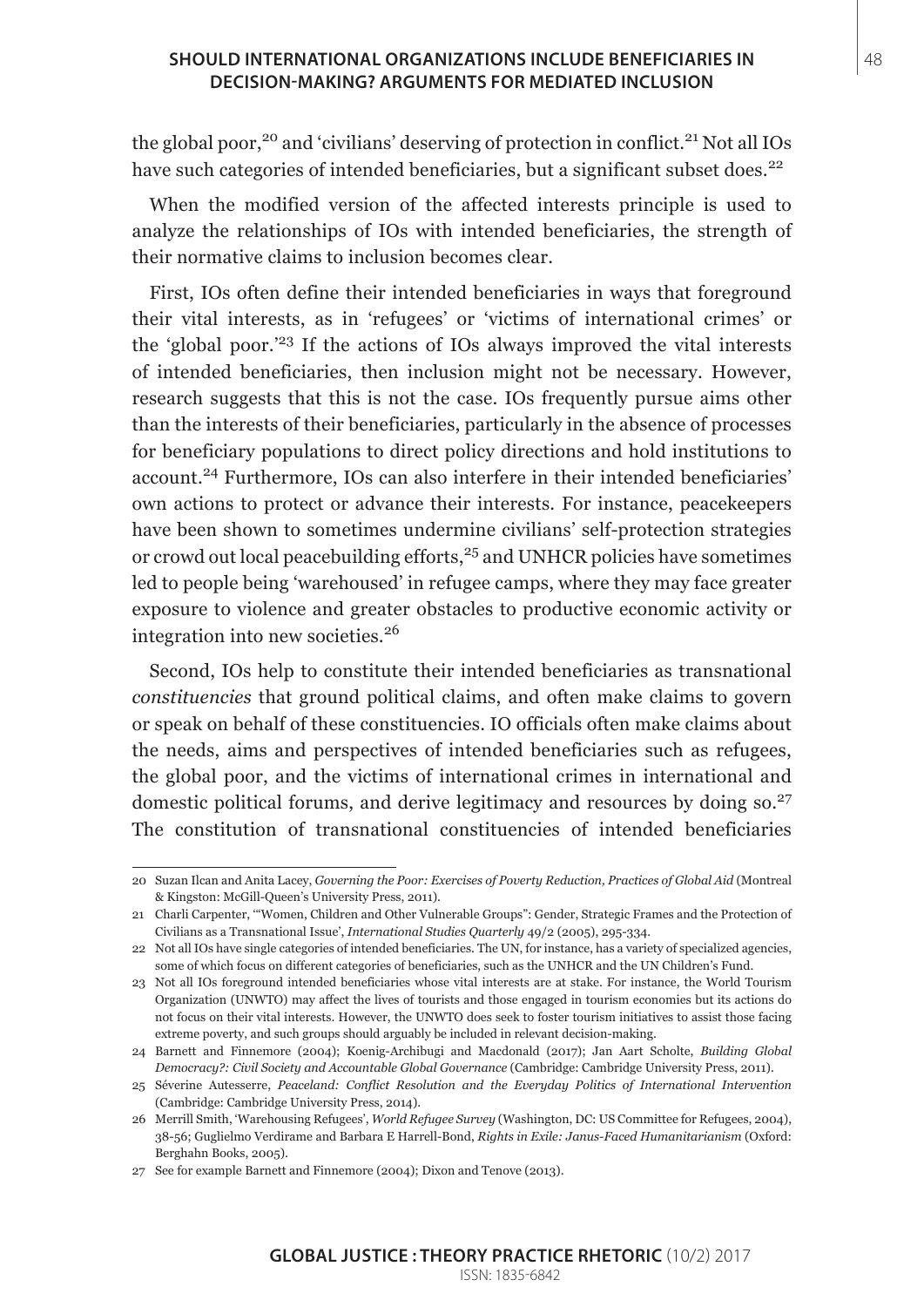the global poor,[20] and 'civilians' deserving of protection in conflict.[21] Not all IOs have such categories of intended beneficiaries, but a significant subset does.[22]

When the modified version of the affected interests principle is used to analyze the relationships of IOs with intended beneficiaries, the strength of their normative claims to inclusion becomes clear.

First, IOs often define their intended beneficiaries in ways that foreground their vital interests, as in 'refugees' or 'victims of international crimes' or the 'global poor.'[23] If the actions of IOs always improved the vital interests of intended beneficiaries, then inclusion might not be necessary. However, research suggests that this is not the case. IOs frequently pursue aims other than the interests of their beneficiaries, particularly in the absence of processes for beneficiary populations to direct policy directions and hold institutions to account.[24] Furthermore, IOs can also interfere in their intended beneficiaries' own actions to protect or advance their interests. For instance, peacekeepers have been shown to sometimes undermine civilians' self-protection strategies or crowd out local peacebuilding efforts,[25] and UNHCR policies have sometimes led to people being 'warehoused' in refugee camps, where they may face greater exposure to violence and greater obstacles to productive economic activity or integration into new societies.[26]

Second, IOs help to constitute their intended beneficiaries as transnational *constituencies* that ground political claims, and often make claims to govern or speak on behalf of these constituencies. IO officials often make claims about the needs, aims and perspectives of intended beneficiaries such as refugees, the global poor, and the victims of international crimes in international and domestic political forums, and derive legitimacy and resources by doing so.[27] The constitution of transnational constituencies of intended beneficiaries

---

20 Suzan Ilcan and Anita Lacey, *Governing the Poor: Exercises of Poverty Reduction, Practices of Global Aid* (Montreal & Kingston: McGill-Queen's University Press, 2011).

21 Charli Carpenter, '"Women, Children and Other Vulnerable Groups": Gender, Strategic Frames and the Protection of Civilians as a Transnational Issue', *International Studies Quarterly* 49/2 (2005), 295-334.

22 Not all IOs have single categories of intended beneficiaries. The UN, for instance, has a variety of specialized agencies, some of which focus on different categories of beneficiaries, such as the UNHCR and the UN Children's Fund.

23 Not all IOs foreground intended beneficiaries whose vital interests are at stake. For instance, the World Tourism Organization (UNWTO) may affect the lives of tourists and those engaged in tourism economies but its actions do not focus on their vital interests. However, the UNWTO does seek to foster tourism initiatives to assist those facing extreme poverty, and such groups should arguably be included in relevant decision-making.

24 Barnett and Finnemore (2004); Koenig-Archibugi and Macdonald (2017); Jan Aart Scholte, *Building Global Democracy?: Civil Society and Accountable Global Governance* (Cambridge: Cambridge University Press, 2011).

25 Séverine Autesserre, *Peaceland: Conflict Resolution and the Everyday Politics of International Intervention* (Cambridge: Cambridge University Press, 2014).

26 Merrill Smith, 'Warehousing Refugees', *World Refugee Survey* (Washington, DC: US Committee for Refugees, 2004), 38-56; Guglielmo Verdirame and Barbara E Harrell-Bond, *Rights in Exile: Janus-Faced Humanitarianism* (Oxford: Berghahn Books, 2005).

27 See for example Barnett and Finnemore (2004); Dixon and Tenove (2013).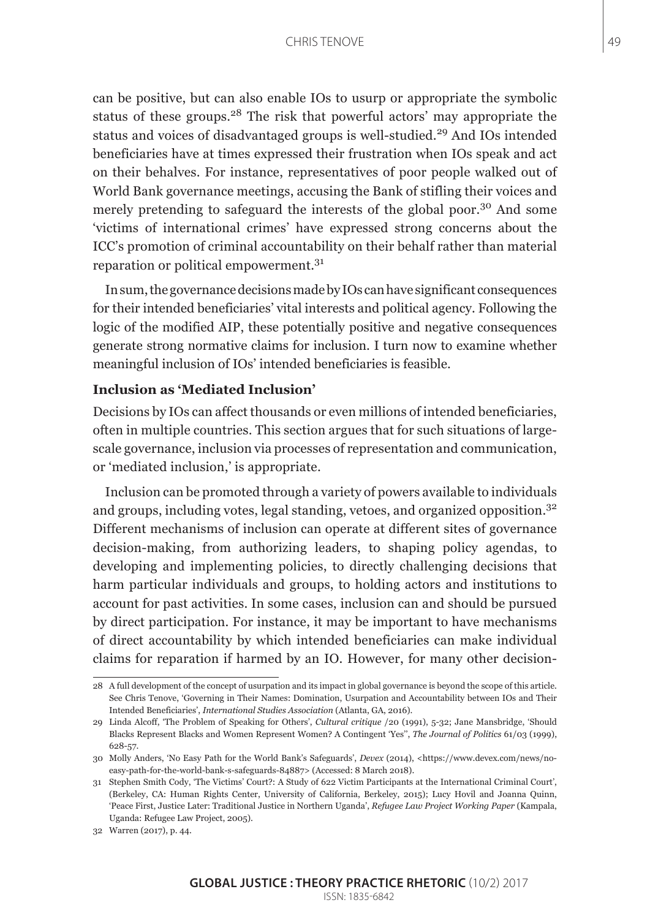can be positive, but can also enable IOs to usurp or appropriate the symbolic status of these groups.[28] The risk that powerful actors' may appropriate the status and voices of disadvantaged groups is well-studied.[29] And IOs intended beneficiaries have at times expressed their frustration when IOs speak and act on their behalves. For instance, representatives of poor people walked out of World Bank governance meetings, accusing the Bank of stifling their voices and merely pretending to safeguard the interests of the global poor.[30] And some 'victims of international crimes' have expressed strong concerns about the ICC's promotion of criminal accountability on their behalf rather than material reparation or political empowerment.[31]

In sum, the governance decisions made by IOs can have significant consequences for their intended beneficiaries' vital interests and political agency. Following the logic of the modified AIP, these potentially positive and negative consequences generate strong normative claims for inclusion. I turn now to examine whether meaningful inclusion of IOs' intended beneficiaries is feasible.

### Inclusion as 'Mediated Inclusion'

Decisions by IOs can affect thousands or even millions of intended beneficiaries, often in multiple countries. This section argues that for such situations of large-scale governance, inclusion via processes of representation and communication, or 'mediated inclusion,' is appropriate.

Inclusion can be promoted through a variety of powers available to individuals and groups, including votes, legal standing, vetoes, and organized opposition.[32] Different mechanisms of inclusion can operate at different sites of governance decision-making, from authorizing leaders, to shaping policy agendas, to developing and implementing policies, to directly challenging decisions that harm particular individuals and groups, to holding actors and institutions to account for past activities. In some cases, inclusion can and should be pursued by direct participation. For instance, it may be important to have mechanisms of direct accountability by which intended beneficiaries can make individual claims for reparation if harmed by an IO. However, for many other decision-

---

28 A full development of the concept of usurpation and its impact in global governance is beyond the scope of this article. See Chris Tenove, 'Governing in Their Names: Domination, Usurpation and Accountability between IOs and Their Intended Beneficiaries', *International Studies Association* (Atlanta, GA, 2016).

29 Linda Alcoff, 'The Problem of Speaking for Others', *Cultural critique* /20 (1991), 5-32; Jane Mansbridge, 'Should Blacks Represent Blacks and Women Represent Women? A Contingent 'Yes'', *The Journal of Politics* 61/03 (1999), 628-57.

30 Molly Anders, 'No Easy Path for the World Bank's Safeguards', *Devex* (2014), <https://www.devex.com/news/no-easy-path-for-the-world-bank-s-safeguards-84887> (Accessed: 8 March 2018).

31 Stephen Smith Cody, 'The Victims' Court?: A Study of 622 Victim Participants at the International Criminal Court', (Berkeley, CA: Human Rights Center, University of California, Berkeley, 2015); Lucy Hovil and Joanna Quinn, 'Peace First, Justice Later: Traditional Justice in Northern Uganda', *Refugee Law Project Working Paper* (Kampala, Uganda: Refugee Law Project, 2005).

32 Warren (2017), p. 44.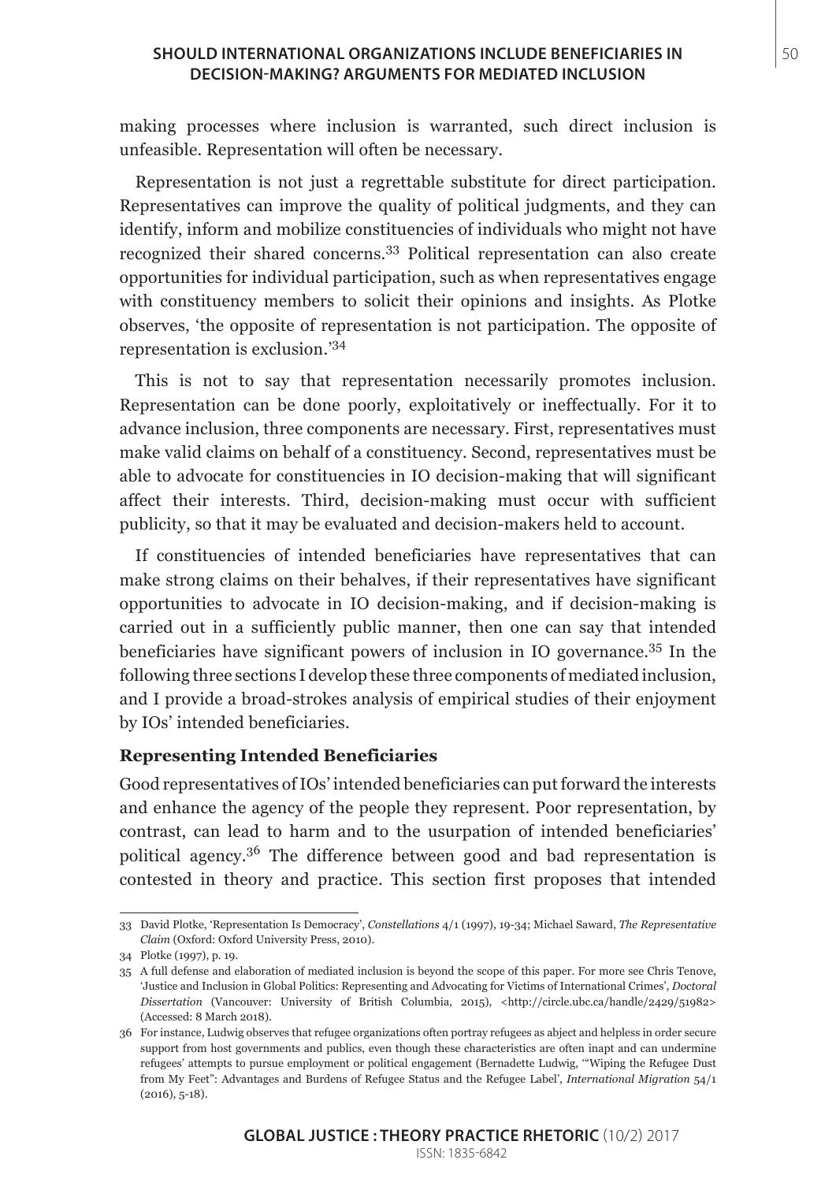making processes where inclusion is warranted, such direct inclusion is unfeasible. Representation will often be necessary.

Representation is not just a regrettable substitute for direct participation. Representatives can improve the quality of political judgments, and they can identify, inform and mobilize constituencies of individuals who might not have recognized their shared concerns.[33] Political representation can also create opportunities for individual participation, such as when representatives engage with constituency members to solicit their opinions and insights. As Plotke observes, 'the opposite of representation is not participation. The opposite of representation is exclusion.'[34]

This is not to say that representation necessarily promotes inclusion. Representation can be done poorly, exploitatively or ineffectually. For it to advance inclusion, three components are necessary. First, representatives must make valid claims on behalf of a constituency. Second, representatives must be able to advocate for constituencies in IO decision-making that will significant affect their interests. Third, decision-making must occur with sufficient publicity, so that it may be evaluated and decision-makers held to account.

If constituencies of intended beneficiaries have representatives that can make strong claims on their behalves, if their representatives have significant opportunities to advocate in IO decision-making, and if decision-making is carried out in a sufficiently public manner, then one can say that intended beneficiaries have significant powers of inclusion in IO governance.[35] In the following three sections I develop these three components of mediated inclusion, and I provide a broad-strokes analysis of empirical studies of their enjoyment by IOs' intended beneficiaries.

### Representing Intended Beneficiaries

Good representatives of IOs' intended beneficiaries can put forward the interests and enhance the agency of the people they represent. Poor representation, by contrast, can lead to harm and to the usurpation of intended beneficiaries' political agency.[36] The difference between good and bad representation is contested in theory and practice. This section first proposes that intended

---

33 David Plotke, 'Representation Is Democracy', *Constellations* 4/1 (1997), 19-34; Michael Saward, *The Representative Claim* (Oxford: Oxford University Press, 2010).

34 Plotke (1997), p. 19.

35 A full defense and elaboration of mediated inclusion is beyond the scope of this paper. For more see Chris Tenove, 'Justice and Inclusion in Global Politics: Representing and Advocating for Victims of International Crimes', *Doctoral Dissertation* (Vancouver: University of British Columbia, 2015), <http://circle.ubc.ca/handle/2429/51982> (Accessed: 8 March 2018).

36 For instance, Ludwig observes that refugee organizations often portray refugees as abject and helpless in order secure support from host governments and publics, even though these characteristics are often inapt and can undermine refugees' attempts to pursue employment or political engagement (Bernadette Ludwig, '"Wiping the Refugee Dust from My Feet": Advantages and Burdens of Refugee Status and the Refugee Label', *International Migration* 54/1 (2016), 5-18).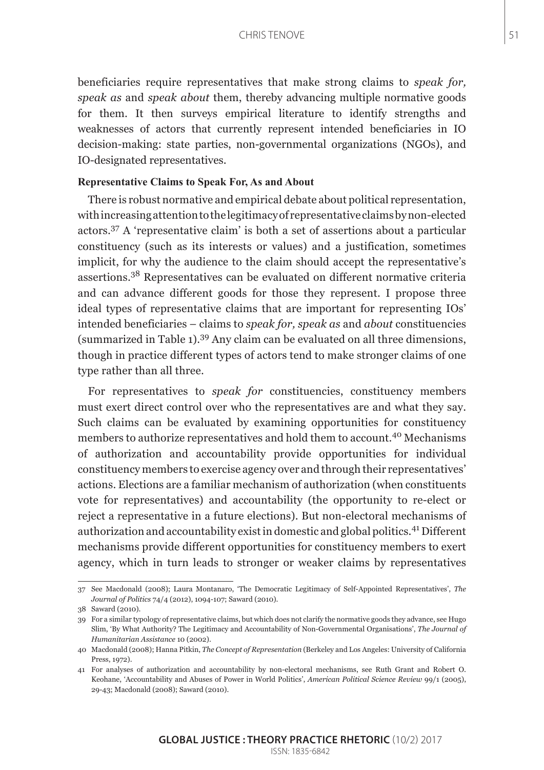beneficiaries require representatives that make strong claims to *speak for, speak as* and *speak about* them, thereby advancing multiple normative goods for them. It then surveys empirical literature to identify strengths and weaknesses of actors that currently represent intended beneficiaries in IO decision-making: state parties, non-governmental organizations (NGOs), and IO-designated representatives.

### Representative Claims to Speak For, As and About

There is robust normative and empirical debate about political representation, with increasing attention to the legitimacy of representative claims by non-elected actors.[37] A 'representative claim' is both a set of assertions about a particular constituency (such as its interests or values) and a justification, sometimes implicit, for why the audience to the claim should accept the representative's assertions.[38] Representatives can be evaluated on different normative criteria and can advance different goods for those they represent. I propose three ideal types of representative claims that are important for representing IOs' intended beneficiaries – claims to *speak for, speak as* and *about* constituencies (summarized in Table 1).[39] Any claim can be evaluated on all three dimensions, though in practice different types of actors tend to make stronger claims of one type rather than all three.

For representatives to *speak for* constituencies, constituency members must exert direct control over who the representatives are and what they say. Such claims can be evaluated by examining opportunities for constituency members to authorize representatives and hold them to account.[40] Mechanisms of authorization and accountability provide opportunities for individual constituency members to exercise agency over and through their representatives' actions. Elections are a familiar mechanism of authorization (when constituents vote for representatives) and accountability (the opportunity to re-elect or reject a representative in a future elections). But non-electoral mechanisms of authorization and accountability exist in domestic and global politics.[41] Different mechanisms provide different opportunities for constituency members to exert agency, which in turn leads to stronger or weaker claims by representatives

---

37 See Macdonald (2008); Laura Montanaro, 'The Democratic Legitimacy of Self-Appointed Representatives', *The Journal of Politics* 74/4 (2012), 1094-107; Saward (2010).

38 Saward (2010).

39 For a similar typology of representative claims, but which does not clarify the normative goods they advance, see Hugo Slim, 'By What Authority? The Legitimacy and Accountability of Non-Governmental Organisations', *The Journal of Humanitarian Assistance* 10 (2002).

40 Macdonald (2008); Hanna Pitkin, *The Concept of Representation* (Berkeley and Los Angeles: University of California Press, 1972).

41 For analyses of authorization and accountability by non-electoral mechanisms, see Ruth Grant and Robert O. Keohane, 'Accountability and Abuses of Power in World Politics', *American Political Science Review* 99/1 (2005), 29-43; Macdonald (2008); Saward (2010).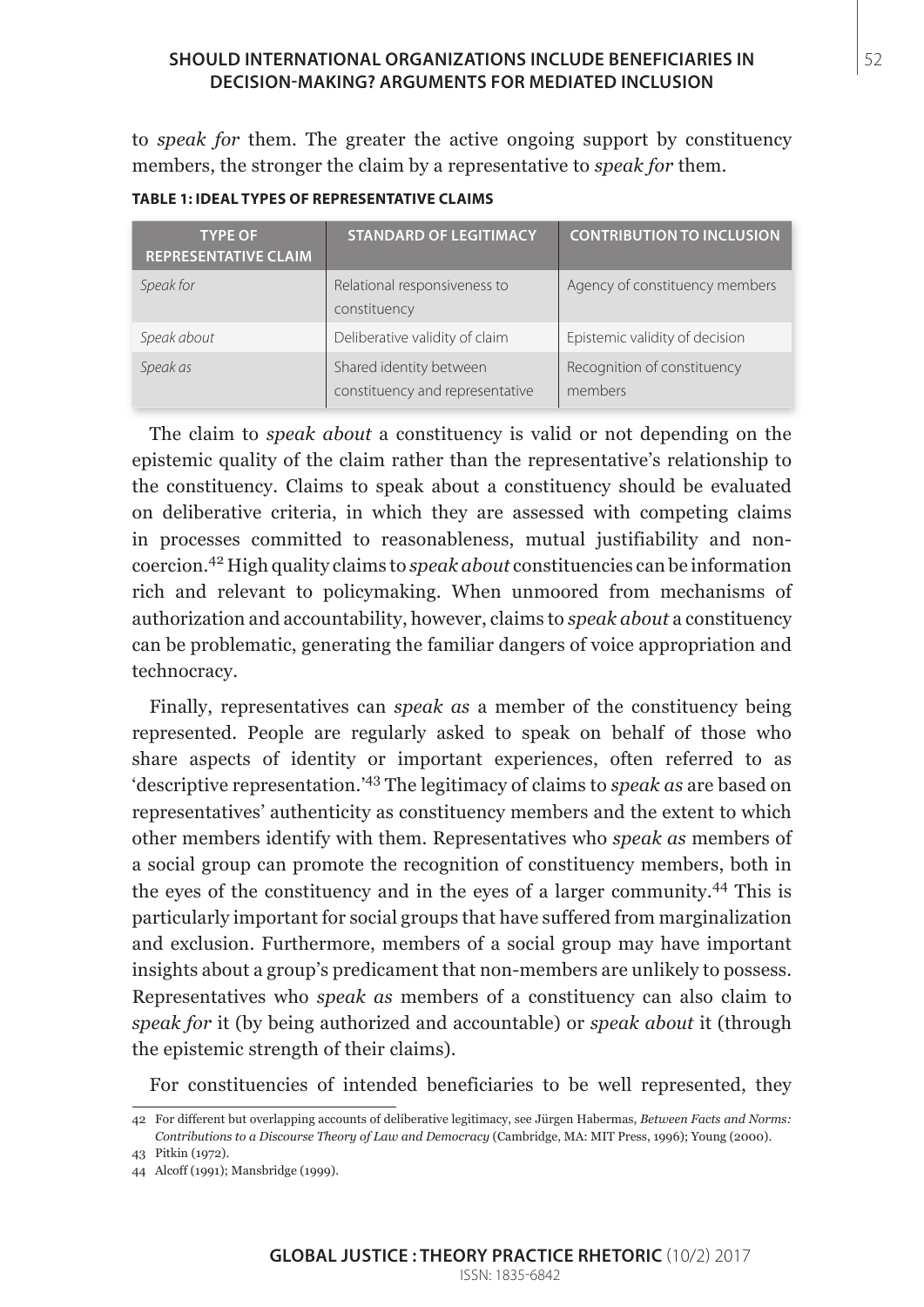to *speak for* them. The greater the active ongoing support by constituency members, the stronger the claim by a representative to *speak for* them.

**TABLE 1: IDEAL TYPES OF REPRESENTATIVE CLAIMS**

| TYPE OF REPRESENTATIVE CLAIM | STANDARD OF LEGITIMACY | CONTRIBUTION TO INCLUSION |
|---|---|---|
| *Speak for* | Relational responsiveness to constituency | Agency of constituency members |
| *Speak about* | Deliberative validity of claim | Epistemic validity of decision |
| *Speak as* | Shared identity between constituency and representative | Recognition of constituency members |

The claim to *speak about* a constituency is valid or not depending on the epistemic quality of the claim rather than the representative's relationship to the constituency. Claims to speak about a constituency should be evaluated on deliberative criteria, in which they are assessed with competing claims in processes committed to reasonableness, mutual justifiability and non-coercion.[42] High quality claims to *speak about* constituencies can be information rich and relevant to policymaking. When unmoored from mechanisms of authorization and accountability, however, claims to *speak about* a constituency can be problematic, generating the familiar dangers of voice appropriation and technocracy.

Finally, representatives can *speak as* a member of the constituency being represented. People are regularly asked to speak on behalf of those who share aspects of identity or important experiences, often referred to as 'descriptive representation.'[43] The legitimacy of claims to *speak as* are based on representatives' authenticity as constituency members and the extent to which other members identify with them. Representatives who *speak as* members of a social group can promote the recognition of constituency members, both in the eyes of the constituency and in the eyes of a larger community.[44] This is particularly important for social groups that have suffered from marginalization and exclusion. Furthermore, members of a social group may have important insights about a group's predicament that non-members are unlikely to possess. Representatives who *speak as* members of a constituency can also claim to *speak for* it (by being authorized and accountable) or *speak about* it (through the epistemic strength of their claims).

For constituencies of intended beneficiaries to be well represented, they

---

42 For different but overlapping accounts of deliberative legitimacy, see Jürgen Habermas, *Between Facts and Norms: Contributions to a Discourse Theory of Law and Democracy* (Cambridge, MA: MIT Press, 1996); Young (2000).

43 Pitkin (1972).

44 Alcoff (1991); Mansbridge (1999).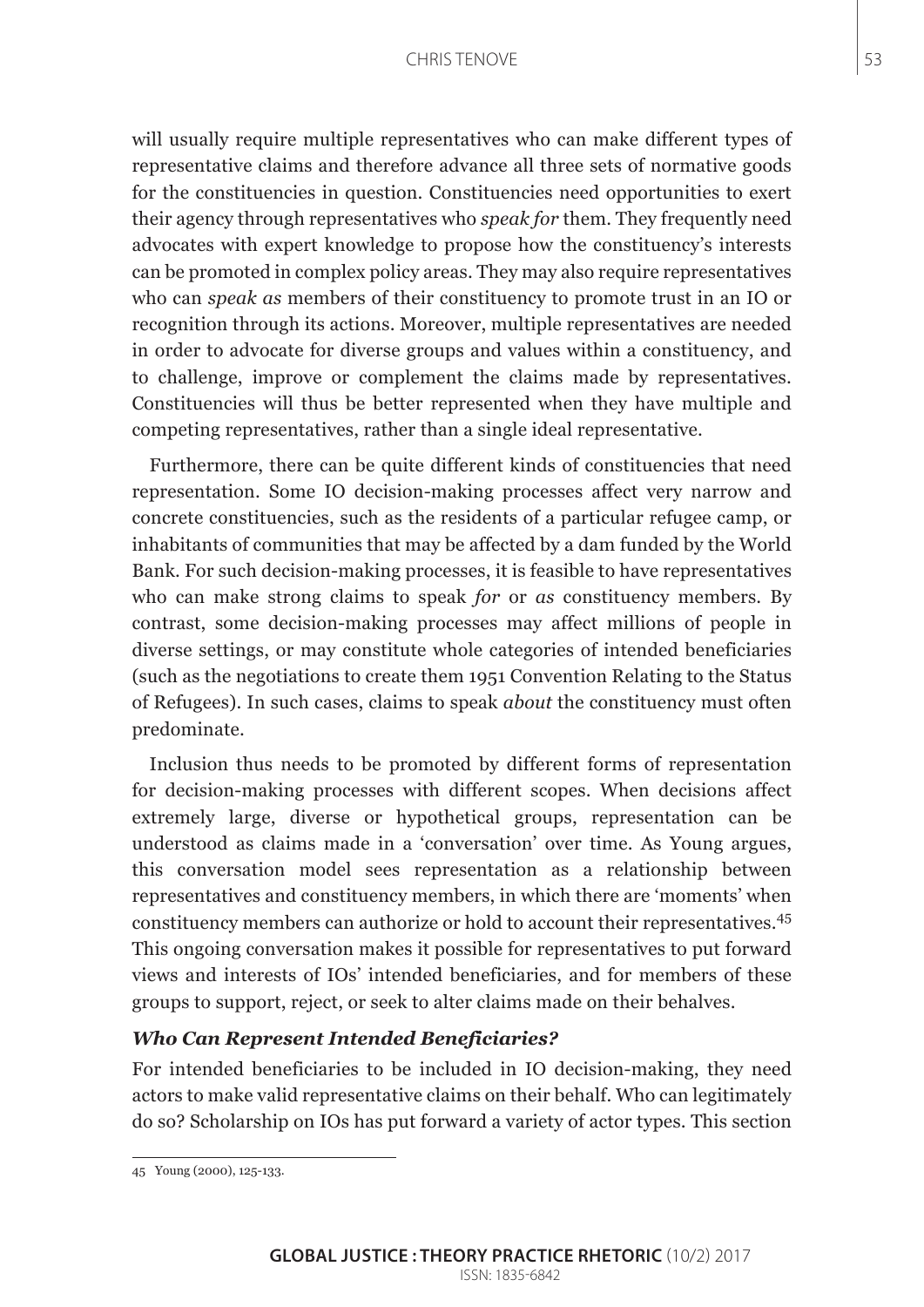will usually require multiple representatives who can make different types of representative claims and therefore advance all three sets of normative goods for the constituencies in question. Constituencies need opportunities to exert their agency through representatives who *speak for* them. They frequently need advocates with expert knowledge to propose how the constituency's interests can be promoted in complex policy areas. They may also require representatives who can *speak as* members of their constituency to promote trust in an IO or recognition through its actions. Moreover, multiple representatives are needed in order to advocate for diverse groups and values within a constituency, and to challenge, improve or complement the claims made by representatives. Constituencies will thus be better represented when they have multiple and competing representatives, rather than a single ideal representative.

Furthermore, there can be quite different kinds of constituencies that need representation. Some IO decision-making processes affect very narrow and concrete constituencies, such as the residents of a particular refugee camp, or inhabitants of communities that may be affected by a dam funded by the World Bank. For such decision-making processes, it is feasible to have representatives who can make strong claims to speak *for* or *as* constituency members. By contrast, some decision-making processes may affect millions of people in diverse settings, or may constitute whole categories of intended beneficiaries (such as the negotiations to create them 1951 Convention Relating to the Status of Refugees). In such cases, claims to speak *about* the constituency must often predominate.

Inclusion thus needs to be promoted by different forms of representation for decision-making processes with different scopes. When decisions affect extremely large, diverse or hypothetical groups, representation can be understood as claims made in a 'conversation' over time. As Young argues, this conversation model sees representation as a relationship between representatives and constituency members, in which there are 'moments' when constituency members can authorize or hold to account their representatives.[45] This ongoing conversation makes it possible for representatives to put forward views and interests of IOs' intended beneficiaries, and for members of these groups to support, reject, or seek to alter claims made on their behalves.

### *Who Can Represent Intended Beneficiaries?*

For intended beneficiaries to be included in IO decision-making, they need actors to make valid representative claims on their behalf. Who can legitimately do so? Scholarship on IOs has put forward a variety of actor types. This section

45 Young (2000), 125-133.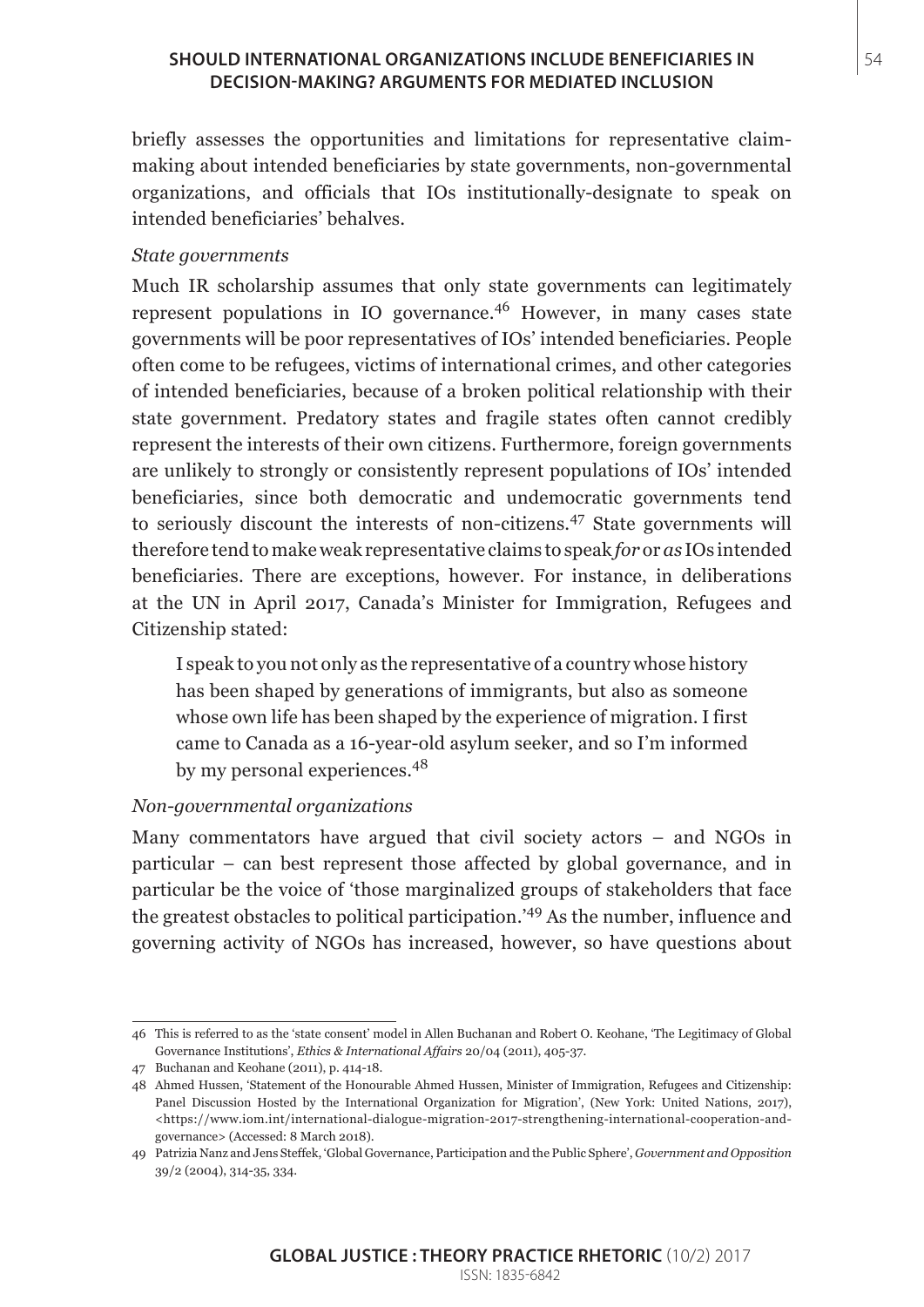briefly assesses the opportunities and limitations for representative claim-making about intended beneficiaries by state governments, non-governmental organizations, and officials that IOs institutionally-designate to speak on intended beneficiaries' behalves.

*State governments*

Much IR scholarship assumes that only state governments can legitimately represent populations in IO governance.[46] However, in many cases state governments will be poor representatives of IOs' intended beneficiaries. People often come to be refugees, victims of international crimes, and other categories of intended beneficiaries, because of a broken political relationship with their state government. Predatory states and fragile states often cannot credibly represent the interests of their own citizens. Furthermore, foreign governments are unlikely to strongly or consistently represent populations of IOs' intended beneficiaries, since both democratic and undemocratic governments tend to seriously discount the interests of non-citizens.[47] State governments will therefore tend to make weak representative claims to speak *for* or *as* IOs intended beneficiaries. There are exceptions, however. For instance, in deliberations at the UN in April 2017, Canada's Minister for Immigration, Refugees and Citizenship stated:

> I speak to you not only as the representative of a country whose history has been shaped by generations of immigrants, but also as someone whose own life has been shaped by the experience of migration. I first came to Canada as a 16-year-old asylum seeker, and so I'm informed by my personal experiences.[48]

*Non-governmental organizations*

Many commentators have argued that civil society actors – and NGOs in particular – can best represent those affected by global governance, and in particular be the voice of 'those marginalized groups of stakeholders that face the greatest obstacles to political participation.'[49] As the number, influence and governing activity of NGOs has increased, however, so have questions about

---

46 This is referred to as the 'state consent' model in Allen Buchanan and Robert O. Keohane, 'The Legitimacy of Global Governance Institutions', *Ethics & International Affairs* 20/04 (2011), 405-37.

47 Buchanan and Keohane (2011), p. 414-18.

48 Ahmed Hussen, 'Statement of the Honourable Ahmed Hussen, Minister of Immigration, Refugees and Citizenship: Panel Discussion Hosted by the International Organization for Migration', (New York: United Nations, 2017), <https://www.iom.int/international-dialogue-migration-2017-strengthening-international-cooperation-and-governance> (Accessed: 8 March 2018).

49 Patrizia Nanz and Jens Steffek, 'Global Governance, Participation and the Public Sphere', *Government and Opposition* 39/2 (2004), 314-35, 334.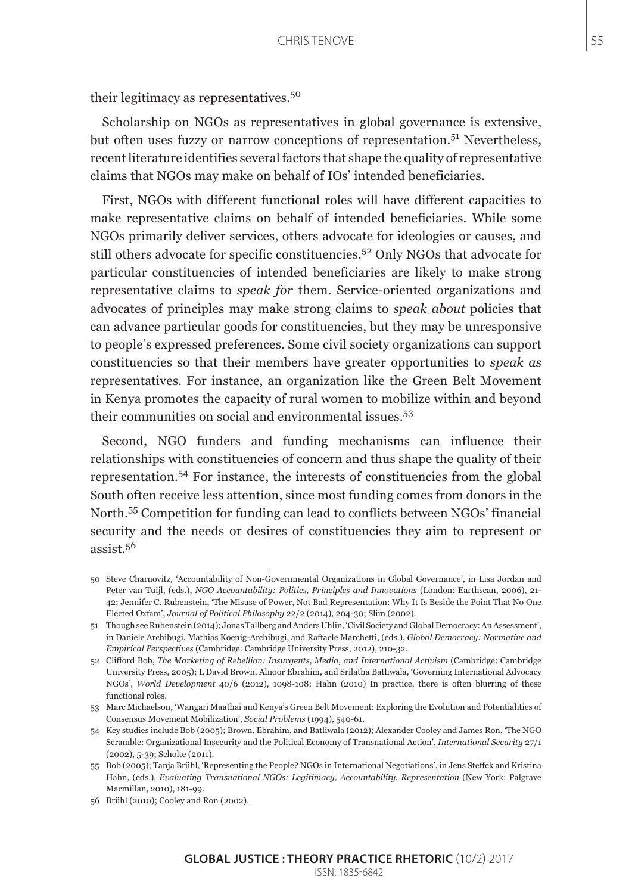their legitimacy as representatives.[50]

Scholarship on NGOs as representatives in global governance is extensive, but often uses fuzzy or narrow conceptions of representation.[51] Nevertheless, recent literature identifies several factors that shape the quality of representative claims that NGOs may make on behalf of IOs' intended beneficiaries.

First, NGOs with different functional roles will have different capacities to make representative claims on behalf of intended beneficiaries. While some NGOs primarily deliver services, others advocate for ideologies or causes, and still others advocate for specific constituencies.[52] Only NGOs that advocate for particular constituencies of intended beneficiaries are likely to make strong representative claims to *speak for* them. Service-oriented organizations and advocates of principles may make strong claims to *speak about* policies that can advance particular goods for constituencies, but they may be unresponsive to people's expressed preferences. Some civil society organizations can support constituencies so that their members have greater opportunities to *speak as* representatives. For instance, an organization like the Green Belt Movement in Kenya promotes the capacity of rural women to mobilize within and beyond their communities on social and environmental issues.[53]

Second, NGO funders and funding mechanisms can influence their relationships with constituencies of concern and thus shape the quality of their representation.[54] For instance, the interests of constituencies from the global South often receive less attention, since most funding comes from donors in the North.[55] Competition for funding can lead to conflicts between NGOs' financial security and the needs or desires of constituencies they aim to represent or assist.[56]

---

50 Steve Charnovitz, 'Accountability of Non-Governmental Organizations in Global Governance', in Lisa Jordan and Peter van Tuijl, (eds.), *NGO Accountability: Politics, Principles and Innovations* (London: Earthscan, 2006), 21-42; Jennifer C. Rubenstein, 'The Misuse of Power, Not Bad Representation: Why It Is Beside the Point That No One Elected Oxfam', *Journal of Political Philosophy* 22/2 (2014), 204-30; Slim (2002).

51 Though see Rubenstein (2014); Jonas Tallberg and Anders Uhlin, 'Civil Society and Global Democracy: An Assessment', in Daniele Archibugi, Mathias Koenig-Archibugi, and Raffaele Marchetti, (eds.), *Global Democracy: Normative and Empirical Perspectives* (Cambridge: Cambridge University Press, 2012), 210-32.

52 Clifford Bob, *The Marketing of Rebellion: Insurgents, Media, and International Activism* (Cambridge: Cambridge University Press, 2005); L David Brown, Alnoor Ebrahim, and Srilatha Batliwala, 'Governing International Advocacy NGOs', *World Development* 40/6 (2012), 1098-108; Hahn (2010) In practice, there is often blurring of these functional roles.

53 Marc Michaelson, 'Wangari Maathai and Kenya's Green Belt Movement: Exploring the Evolution and Potentialities of Consensus Movement Mobilization', *Social Problems* (1994), 540-61.

54 Key studies include Bob (2005); Brown, Ebrahim, and Batliwala (2012); Alexander Cooley and James Ron, 'The NGO Scramble: Organizational Insecurity and the Political Economy of Transnational Action', *International Security* 27/1 (2002), 5-39; Scholte (2011).

55 Bob (2005); Tanja Brühl, 'Representing the People? NGOs in International Negotiations', in Jens Steffek and Kristina Hahn, (eds.), *Evaluating Transnational NGOs: Legitimacy, Accountability, Representation* (New York: Palgrave Macmillan, 2010), 181-99.

56 Brühl (2010); Cooley and Ron (2002).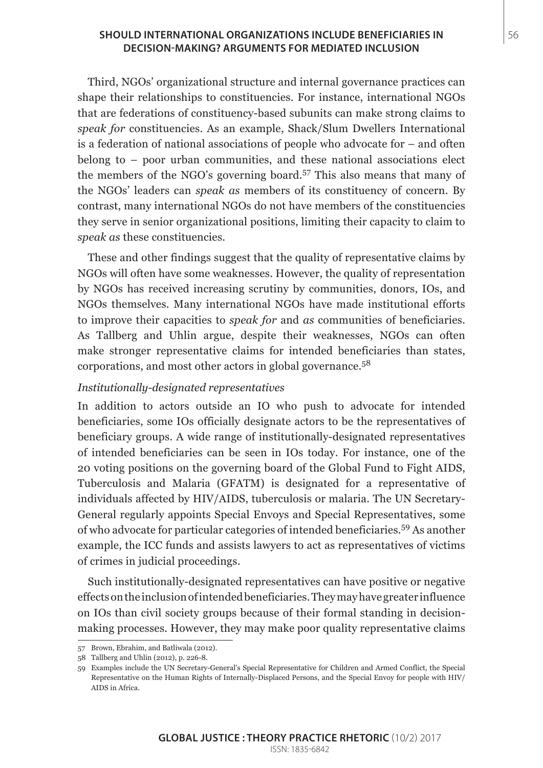Third, NGOs' organizational structure and internal governance practices can shape their relationships to constituencies. For instance, international NGOs that are federations of constituency-based subunits can make strong claims to *speak for* constituencies. As an example, Shack/Slum Dwellers International is a federation of national associations of people who advocate for – and often belong to – poor urban communities, and these national associations elect the members of the NGO's governing board.[57] This also means that many of the NGOs' leaders can *speak as* members of its constituency of concern. By contrast, many international NGOs do not have members of the constituencies they serve in senior organizational positions, limiting their capacity to claim to *speak as* these constituencies.

These and other findings suggest that the quality of representative claims by NGOs will often have some weaknesses. However, the quality of representation by NGOs has received increasing scrutiny by communities, donors, IOs, and NGOs themselves. Many international NGOs have made institutional efforts to improve their capacities to *speak for* and *as* communities of beneficiaries. As Tallberg and Uhlin argue, despite their weaknesses, NGOs can often make stronger representative claims for intended beneficiaries than states, corporations, and most other actors in global governance.[58]

*Institutionally-designated representatives*

In addition to actors outside an IO who push to advocate for intended beneficiaries, some IOs officially designate actors to be the representatives of beneficiary groups. A wide range of institutionally-designated representatives of intended beneficiaries can be seen in IOs today. For instance, one of the 20 voting positions on the governing board of the Global Fund to Fight AIDS, Tuberculosis and Malaria (GFATM) is designated for a representative of individuals affected by HIV/AIDS, tuberculosis or malaria. The UN Secretary-General regularly appoints Special Envoys and Special Representatives, some of who advocate for particular categories of intended beneficiaries.[59] As another example, the ICC funds and assists lawyers to act as representatives of victims of crimes in judicial proceedings.

Such institutionally-designated representatives can have positive or negative effects on the inclusion of intended beneficiaries. They may have greater influence on IOs than civil society groups because of their formal standing in decision-making processes. However, they may make poor quality representative claims

---

57 Brown, Ebrahim, and Batliwala (2012).

58 Tallberg and Uhlin (2012), p. 226-8.

59 Examples include the UN Secretary-General's Special Representative for Children and Armed Conflict, the Special Representative on the Human Rights of Internally-Displaced Persons, and the Special Envoy for people with HIV/AIDS in Africa.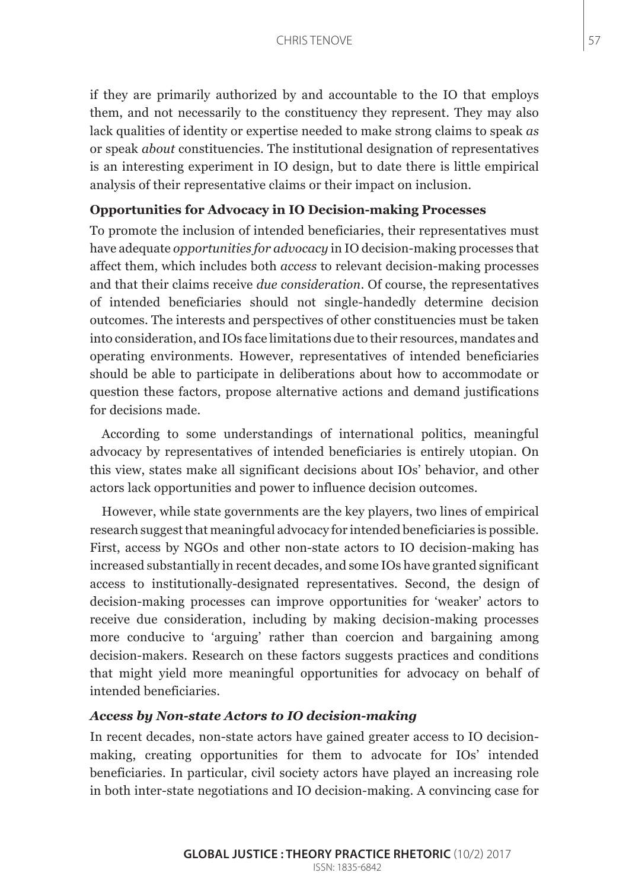if they are primarily authorized by and accountable to the IO that employs them, and not necessarily to the constituency they represent. They may also lack qualities of identity or expertise needed to make strong claims to speak *as* or speak *about* constituencies. The institutional designation of representatives is an interesting experiment in IO design, but to date there is little empirical analysis of their representative claims or their impact on inclusion.

### Opportunities for Advocacy in IO Decision-making Processes

To promote the inclusion of intended beneficiaries, their representatives must have adequate *opportunities for advocacy* in IO decision-making processes that affect them, which includes both *access* to relevant decision-making processes and that their claims receive *due consideration*. Of course, the representatives of intended beneficiaries should not single-handedly determine decision outcomes. The interests and perspectives of other constituencies must be taken into consideration, and IOs face limitations due to their resources, mandates and operating environments. However, representatives of intended beneficiaries should be able to participate in deliberations about how to accommodate or question these factors, propose alternative actions and demand justifications for decisions made.

According to some understandings of international politics, meaningful advocacy by representatives of intended beneficiaries is entirely utopian. On this view, states make all significant decisions about IOs' behavior, and other actors lack opportunities and power to influence decision outcomes.

However, while state governments are the key players, two lines of empirical research suggest that meaningful advocacy for intended beneficiaries is possible. First, access by NGOs and other non-state actors to IO decision-making has increased substantially in recent decades, and some IOs have granted significant access to institutionally-designated representatives. Second, the design of decision-making processes can improve opportunities for 'weaker' actors to receive due consideration, including by making decision-making processes more conducive to 'arguing' rather than coercion and bargaining among decision-makers. Research on these factors suggests practices and conditions that might yield more meaningful opportunities for advocacy on behalf of intended beneficiaries.

#### *Access by Non-state Actors to IO decision-making*

In recent decades, non-state actors have gained greater access to IO decision-making, creating opportunities for them to advocate for IOs' intended beneficiaries. In particular, civil society actors have played an increasing role in both inter-state negotiations and IO decision-making. A convincing case for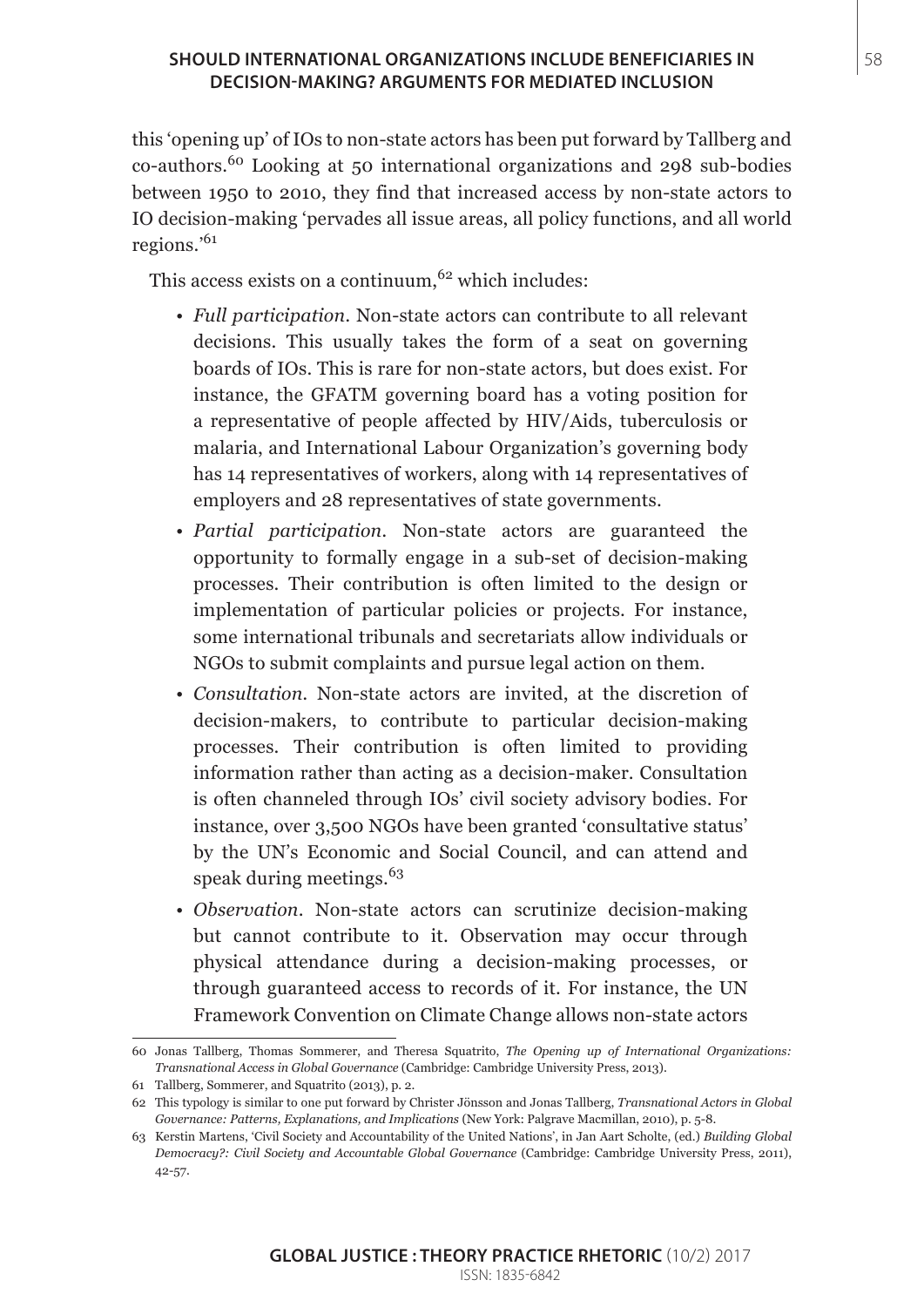this 'opening up' of IOs to non-state actors has been put forward by Tallberg and co-authors.[60] Looking at 50 international organizations and 298 sub-bodies between 1950 to 2010, they find that increased access by non-state actors to IO decision-making 'pervades all issue areas, all policy functions, and all world regions.'[61]

This access exists on a continuum,[62] which includes:

- *Full participation*. Non-state actors can contribute to all relevant decisions. This usually takes the form of a seat on governing boards of IOs. This is rare for non-state actors, but does exist. For instance, the GFATM governing board has a voting position for a representative of people affected by HIV/Aids, tuberculosis or malaria, and International Labour Organization's governing body has 14 representatives of workers, along with 14 representatives of employers and 28 representatives of state governments.
- *Partial participation*. Non-state actors are guaranteed the opportunity to formally engage in a sub-set of decision-making processes. Their contribution is often limited to the design or implementation of particular policies or projects. For instance, some international tribunals and secretariats allow individuals or NGOs to submit complaints and pursue legal action on them.
- *Consultation*. Non-state actors are invited, at the discretion of decision-makers, to contribute to particular decision-making processes. Their contribution is often limited to providing information rather than acting as a decision-maker. Consultation is often channeled through IOs' civil society advisory bodies. For instance, over 3,500 NGOs have been granted 'consultative status' by the UN's Economic and Social Council, and can attend and speak during meetings.[63]
- *Observation*. Non-state actors can scrutinize decision-making but cannot contribute to it. Observation may occur through physical attendance during a decision-making processes, or through guaranteed access to records of it. For instance, the UN Framework Convention on Climate Change allows non-state actors

---

60 Jonas Tallberg, Thomas Sommerer, and Theresa Squatrito, *The Opening up of International Organizations: Transnational Access in Global Governance* (Cambridge: Cambridge University Press, 2013).

61 Tallberg, Sommerer, and Squatrito (2013), p. 2.

62 This typology is similar to one put forward by Christer Jönsson and Jonas Tallberg, *Transnational Actors in Global Governance: Patterns, Explanations, and Implications* (New York: Palgrave Macmillan, 2010), p. 5-8.

63 Kerstin Martens, 'Civil Society and Accountability of the United Nations', in Jan Aart Scholte, (ed.) *Building Global Democracy?: Civil Society and Accountable Global Governance* (Cambridge: Cambridge University Press, 2011), 42-57.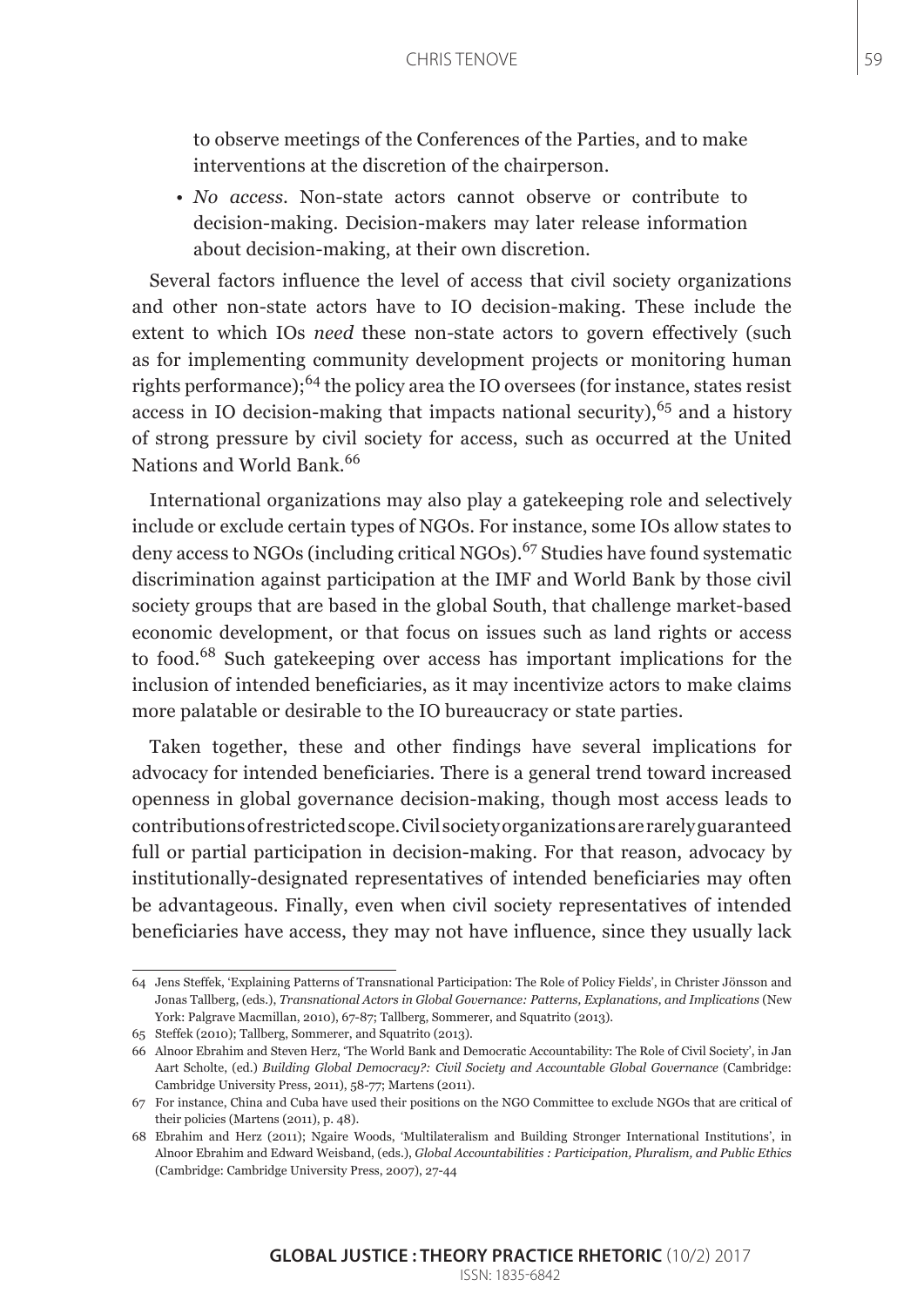to observe meetings of the Conferences of the Parties, and to make interventions at the discretion of the chairperson.

- *No access*. Non-state actors cannot observe or contribute to decision-making. Decision-makers may later release information about decision-making, at their own discretion.

Several factors influence the level of access that civil society organizations and other non-state actors have to IO decision-making. These include the extent to which IOs *need* these non-state actors to govern effectively (such as for implementing community development projects or monitoring human rights performance);[64] the policy area the IO oversees (for instance, states resist access in IO decision-making that impacts national security),[65] and a history of strong pressure by civil society for access, such as occurred at the United Nations and World Bank.[66]

International organizations may also play a gatekeeping role and selectively include or exclude certain types of NGOs. For instance, some IOs allow states to deny access to NGOs (including critical NGOs).[67] Studies have found systematic discrimination against participation at the IMF and World Bank by those civil society groups that are based in the global South, that challenge market-based economic development, or that focus on issues such as land rights or access to food.[68] Such gatekeeping over access has important implications for the inclusion of intended beneficiaries, as it may incentivize actors to make claims more palatable or desirable to the IO bureaucracy or state parties.

Taken together, these and other findings have several implications for advocacy for intended beneficiaries. There is a general trend toward increased openness in global governance decision-making, though most access leads to contributions of restricted scope. Civil society organizations are rarely guaranteed full or partial participation in decision-making. For that reason, advocacy by institutionally-designated representatives of intended beneficiaries may often be advantageous. Finally, even when civil society representatives of intended beneficiaries have access, they may not have influence, since they usually lack

---

64 Jens Steffek, 'Explaining Patterns of Transnational Participation: The Role of Policy Fields', in Christer Jönsson and Jonas Tallberg, (eds.), *Transnational Actors in Global Governance: Patterns, Explanations, and Implications* (New York: Palgrave Macmillan, 2010), 67-87; Tallberg, Sommerer, and Squatrito (2013).

65 Steffek (2010); Tallberg, Sommerer, and Squatrito (2013).

66 Alnoor Ebrahim and Steven Herz, 'The World Bank and Democratic Accountability: The Role of Civil Society', in Jan Aart Scholte, (ed.) *Building Global Democracy?: Civil Society and Accountable Global Governance* (Cambridge: Cambridge University Press, 2011), 58-77; Martens (2011).

67 For instance, China and Cuba have used their positions on the NGO Committee to exclude NGOs that are critical of their policies (Martens (2011), p. 48).

68 Ebrahim and Herz (2011); Ngaire Woods, 'Multilateralism and Building Stronger International Institutions', in Alnoor Ebrahim and Edward Weisband, (eds.), *Global Accountabilities : Participation, Pluralism, and Public Ethics* (Cambridge: Cambridge University Press, 2007), 27-44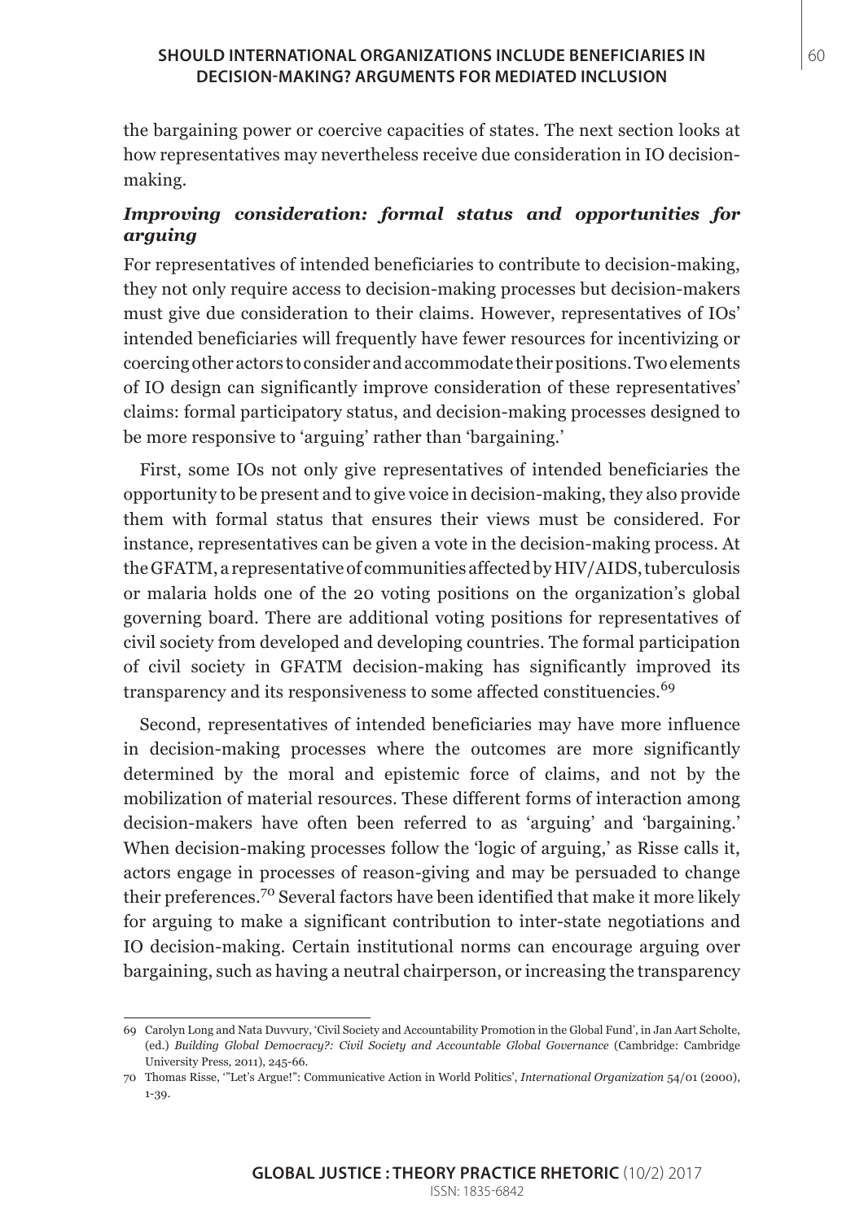the bargaining power or coercive capacities of states. The next section looks at how representatives may nevertheless receive due consideration in IO decision-making.

### *Improving consideration: formal status and opportunities for arguing*

For representatives of intended beneficiaries to contribute to decision-making, they not only require access to decision-making processes but decision-makers must give due consideration to their claims. However, representatives of IOs' intended beneficiaries will frequently have fewer resources for incentivizing or coercing other actors to consider and accommodate their positions. Two elements of IO design can significantly improve consideration of these representatives' claims: formal participatory status, and decision-making processes designed to be more responsive to 'arguing' rather than 'bargaining.'

First, some IOs not only give representatives of intended beneficiaries the opportunity to be present and to give voice in decision-making, they also provide them with formal status that ensures their views must be considered. For instance, representatives can be given a vote in the decision-making process. At the GFATM, a representative of communities affected by HIV/AIDS, tuberculosis or malaria holds one of the 20 voting positions on the organization's global governing board. There are additional voting positions for representatives of civil society from developed and developing countries. The formal participation of civil society in GFATM decision-making has significantly improved its transparency and its responsiveness to some affected constituencies.[69]

Second, representatives of intended beneficiaries may have more influence in decision-making processes where the outcomes are more significantly determined by the moral and epistemic force of claims, and not by the mobilization of material resources. These different forms of interaction among decision-makers have often been referred to as 'arguing' and 'bargaining.' When decision-making processes follow the 'logic of arguing,' as Risse calls it, actors engage in processes of reason-giving and may be persuaded to change their preferences.[70] Several factors have been identified that make it more likely for arguing to make a significant contribution to inter-state negotiations and IO decision-making. Certain institutional norms can encourage arguing over bargaining, such as having a neutral chairperson, or increasing the transparency

---

69 Carolyn Long and Nata Duvvury, 'Civil Society and Accountability Promotion in the Global Fund', in Jan Aart Scholte, (ed.) *Building Global Democracy?: Civil Society and Accountable Global Governance* (Cambridge: Cambridge University Press, 2011), 245-66.

70 Thomas Risse, '"Let's Argue!": Communicative Action in World Politics', *International Organization* 54/01 (2000), 1-39.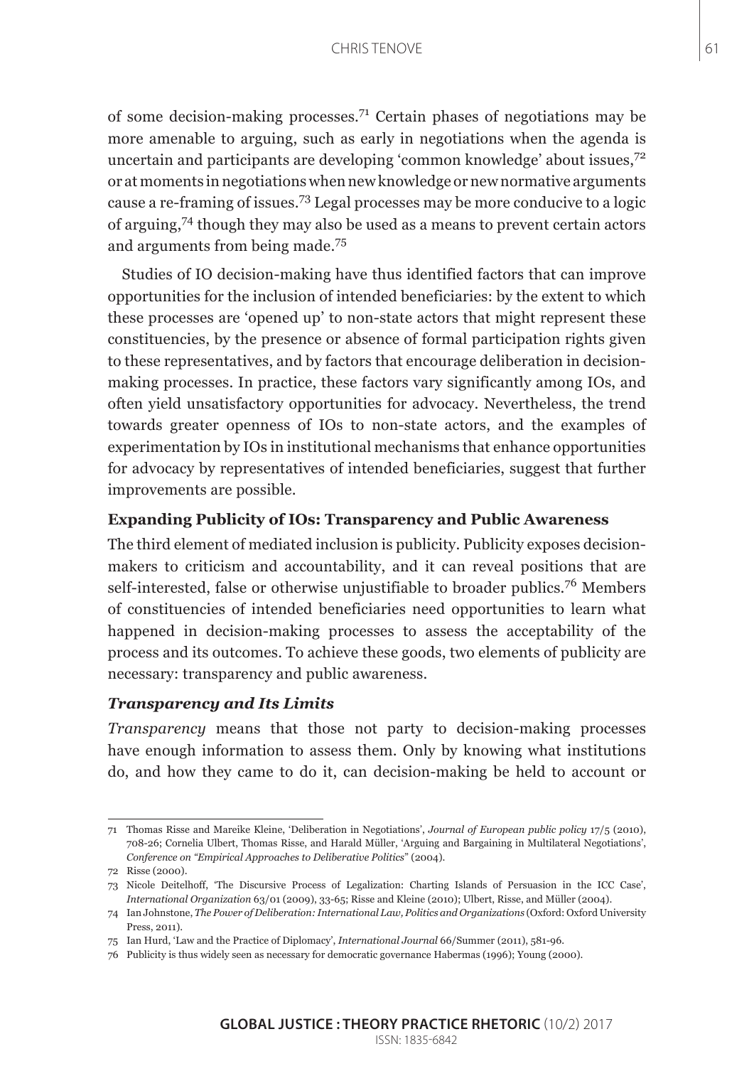of some decision-making processes.[71] Certain phases of negotiations may be more amenable to arguing, such as early in negotiations when the agenda is uncertain and participants are developing 'common knowledge' about issues,[72] or at moments in negotiations when new knowledge or new normative arguments cause a re-framing of issues.[73] Legal processes may be more conducive to a logic of arguing,[74] though they may also be used as a means to prevent certain actors and arguments from being made.[75]

Studies of IO decision-making have thus identified factors that can improve opportunities for the inclusion of intended beneficiaries: by the extent to which these processes are 'opened up' to non-state actors that might represent these constituencies, by the presence or absence of formal participation rights given to these representatives, and by factors that encourage deliberation in decision-making processes. In practice, these factors vary significantly among IOs, and often yield unsatisfactory opportunities for advocacy. Nevertheless, the trend towards greater openness of IOs to non-state actors, and the examples of experimentation by IOs in institutional mechanisms that enhance opportunities for advocacy by representatives of intended beneficiaries, suggest that further improvements are possible.

### Expanding Publicity of IOs: Transparency and Public Awareness

The third element of mediated inclusion is publicity. Publicity exposes decision-makers to criticism and accountability, and it can reveal positions that are self-interested, false or otherwise unjustifiable to broader publics.[76] Members of constituencies of intended beneficiaries need opportunities to learn what happened in decision-making processes to assess the acceptability of the process and its outcomes. To achieve these goods, two elements of publicity are necessary: transparency and public awareness.

#### *Transparency and Its Limits*

*Transparency* means that those not party to decision-making processes have enough information to assess them. Only by knowing what institutions do, and how they came to do it, can decision-making be held to account or

---

71 Thomas Risse and Mareike Kleine, 'Deliberation in Negotiations', *Journal of European public policy* 17/5 (2010), 708-26; Cornelia Ulbert, Thomas Risse, and Harald Müller, 'Arguing and Bargaining in Multilateral Negotiations', *Conference on "Empirical Approaches to Deliberative Politics"* (2004).

72 Risse (2000).

73 Nicole Deitelhoff, 'The Discursive Process of Legalization: Charting Islands of Persuasion in the ICC Case', *International Organization* 63/01 (2009), 33-65; Risse and Kleine (2010); Ulbert, Risse, and Müller (2004).

74 Ian Johnstone, *The Power of Deliberation: International Law, Politics and Organizations* (Oxford: Oxford University Press, 2011).

75 Ian Hurd, 'Law and the Practice of Diplomacy', *International Journal* 66/Summer (2011), 581-96.

76 Publicity is thus widely seen as necessary for democratic governance Habermas (1996); Young (2000).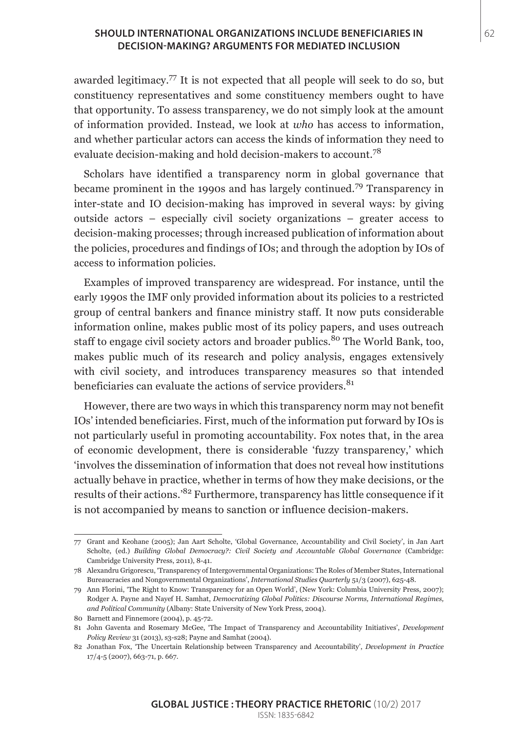awarded legitimacy.[77] It is not expected that all people will seek to do so, but constituency representatives and some constituency members ought to have that opportunity. To assess transparency, we do not simply look at the amount of information provided. Instead, we look at *who* has access to information, and whether particular actors can access the kinds of information they need to evaluate decision-making and hold decision-makers to account.[78]

Scholars have identified a transparency norm in global governance that became prominent in the 1990s and has largely continued.[79] Transparency in inter-state and IO decision-making has improved in several ways: by giving outside actors – especially civil society organizations – greater access to decision-making processes; through increased publication of information about the policies, procedures and findings of IOs; and through the adoption by IOs of access to information policies.

Examples of improved transparency are widespread. For instance, until the early 1990s the IMF only provided information about its policies to a restricted group of central bankers and finance ministry staff. It now puts considerable information online, makes public most of its policy papers, and uses outreach staff to engage civil society actors and broader publics.[80] The World Bank, too, makes public much of its research and policy analysis, engages extensively with civil society, and introduces transparency measures so that intended beneficiaries can evaluate the actions of service providers.[81]

However, there are two ways in which this transparency norm may not benefit IOs' intended beneficiaries. First, much of the information put forward by IOs is not particularly useful in promoting accountability. Fox notes that, in the area of economic development, there is considerable 'fuzzy transparency,' which 'involves the dissemination of information that does not reveal how institutions actually behave in practice, whether in terms of how they make decisions, or the results of their actions.'[82] Furthermore, transparency has little consequence if it is not accompanied by means to sanction or influence decision-makers.

---

77 Grant and Keohane (2005); Jan Aart Scholte, 'Global Governance, Accountability and Civil Society', in Jan Aart Scholte, (ed.) *Building Global Democracy?: Civil Society and Accountable Global Governance* (Cambridge: Cambridge University Press, 2011), 8-41.

78 Alexandru Grigorescu, 'Transparency of Intergovernmental Organizations: The Roles of Member States, International Bureaucracies and Nongovernmental Organizations', *International Studies Quarterly* 51/3 (2007), 625-48.

79 Ann Florini, 'The Right to Know: Transparency for an Open World', (New York: Columbia University Press, 2007); Rodger A. Payne and Nayef H. Samhat, *Democratizing Global Politics: Discourse Norms, International Regimes, and Political Community* (Albany: State University of New York Press, 2004).

80 Barnett and Finnemore (2004), p. 45-72.

81 John Gaventa and Rosemary McGee, 'The Impact of Transparency and Accountability Initiatives', *Development Policy Review* 31 (2013), s3-s28; Payne and Samhat (2004).

82 Jonathan Fox, 'The Uncertain Relationship between Transparency and Accountability', *Development in Practice* 17/4-5 (2007), 663-71, p. 667.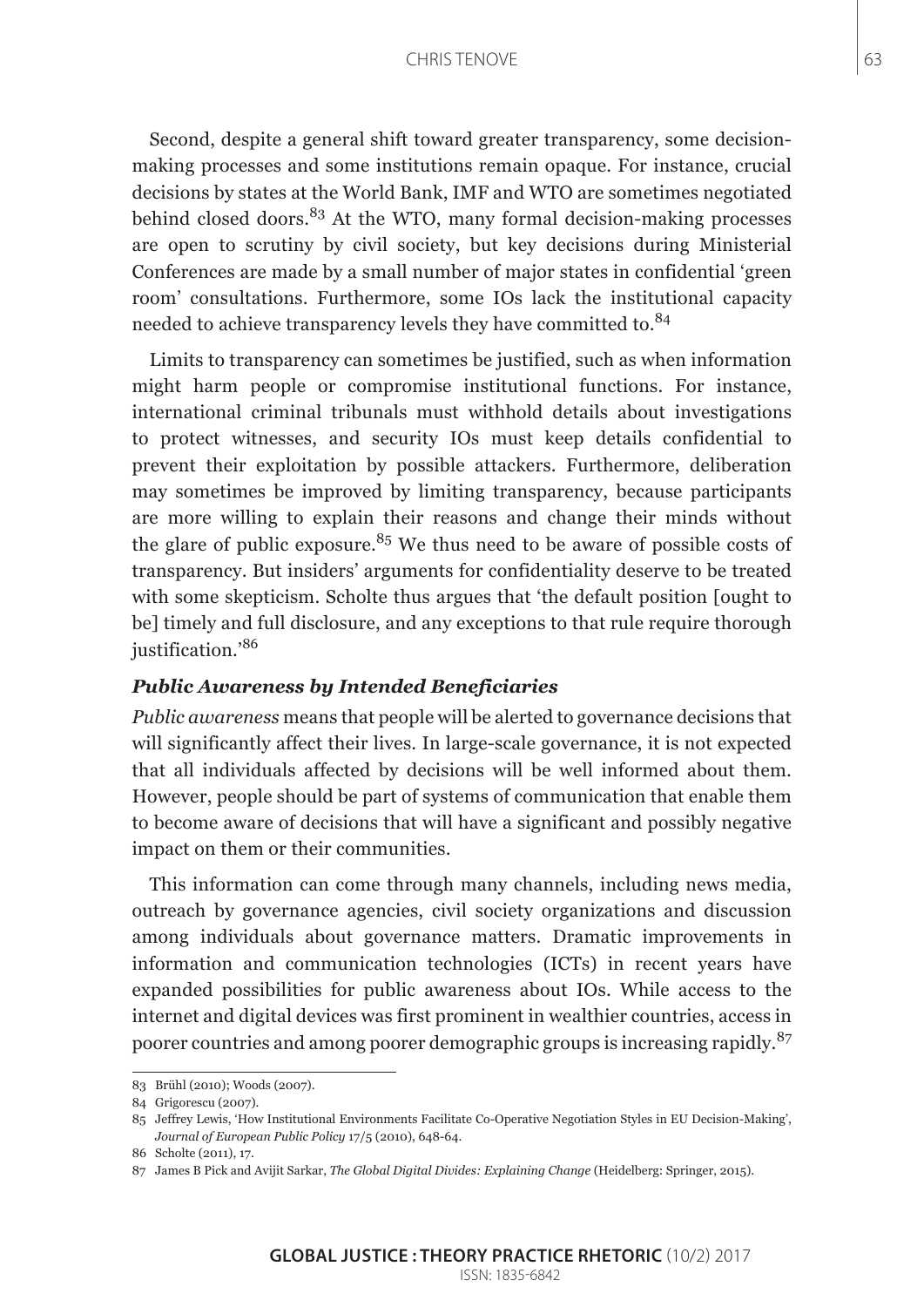Second, despite a general shift toward greater transparency, some decision-making processes and some institutions remain opaque. For instance, crucial decisions by states at the World Bank, IMF and WTO are sometimes negotiated behind closed doors.[83] At the WTO, many formal decision-making processes are open to scrutiny by civil society, but key decisions during Ministerial Conferences are made by a small number of major states in confidential 'green room' consultations. Furthermore, some IOs lack the institutional capacity needed to achieve transparency levels they have committed to.[84]

Limits to transparency can sometimes be justified, such as when information might harm people or compromise institutional functions. For instance, international criminal tribunals must withhold details about investigations to protect witnesses, and security IOs must keep details confidential to prevent their exploitation by possible attackers. Furthermore, deliberation may sometimes be improved by limiting transparency, because participants are more willing to explain their reasons and change their minds without the glare of public exposure.[85] We thus need to be aware of possible costs of transparency. But insiders' arguments for confidentiality deserve to be treated with some skepticism. Scholte thus argues that 'the default position [ought to be] timely and full disclosure, and any exceptions to that rule require thorough justification.'[86]

### *Public Awareness by Intended Beneficiaries*

*Public awareness* means that people will be alerted to governance decisions that will significantly affect their lives. In large-scale governance, it is not expected that all individuals affected by decisions will be well informed about them. However, people should be part of systems of communication that enable them to become aware of decisions that will have a significant and possibly negative impact on them or their communities.

This information can come through many channels, including news media, outreach by governance agencies, civil society organizations and discussion among individuals about governance matters. Dramatic improvements in information and communication technologies (ICTs) in recent years have expanded possibilities for public awareness about IOs. While access to the internet and digital devices was first prominent in wealthier countries, access in poorer countries and among poorer demographic groups is increasing rapidly.[87]

---

83 Brühl (2010); Woods (2007).

84 Grigorescu (2007).

85 Jeffrey Lewis, 'How Institutional Environments Facilitate Co-Operative Negotiation Styles in EU Decision-Making', *Journal of European Public Policy* 17/5 (2010), 648-64.

86 Scholte (2011), 17.

87 James B Pick and Avijit Sarkar, *The Global Digital Divides: Explaining Change* (Heidelberg: Springer, 2015).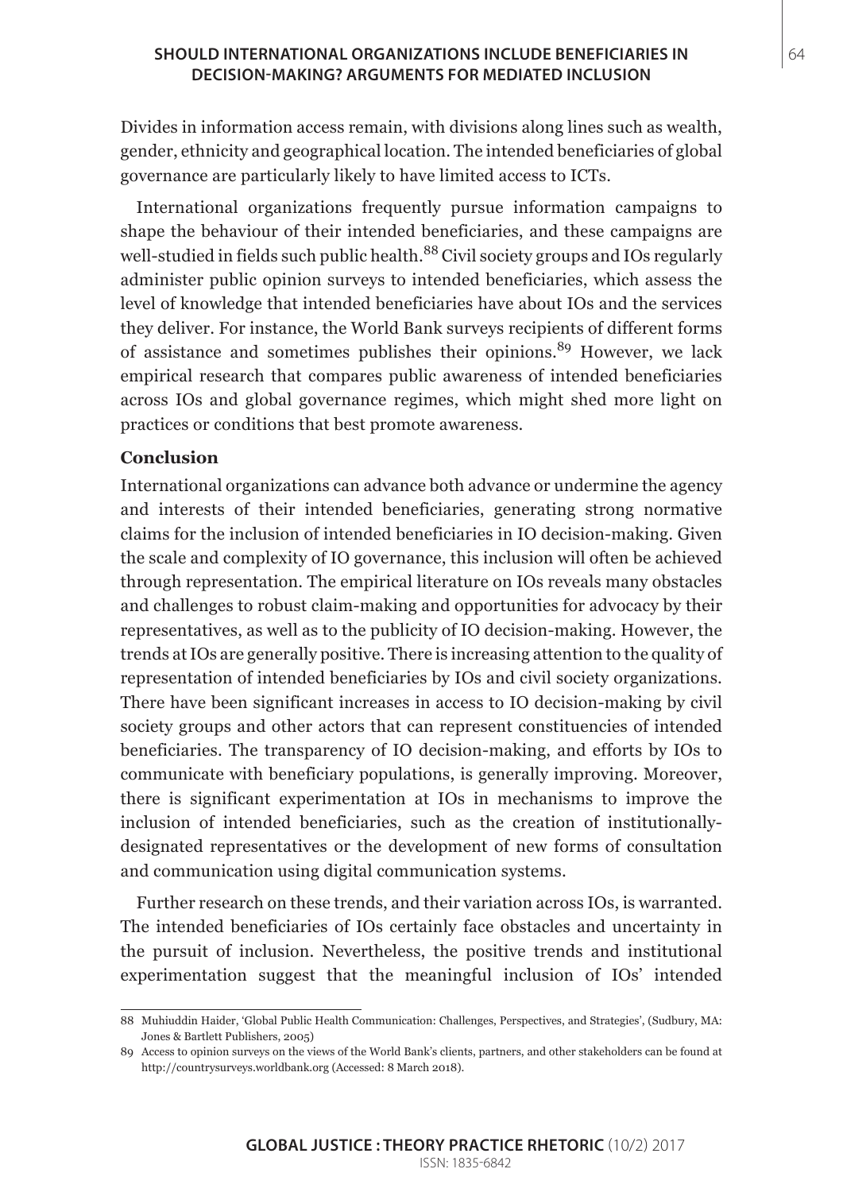Divides in information access remain, with divisions along lines such as wealth, gender, ethnicity and geographical location. The intended beneficiaries of global governance are particularly likely to have limited access to ICTs.

International organizations frequently pursue information campaigns to shape the behaviour of their intended beneficiaries, and these campaigns are well-studied in fields such public health.[88] Civil society groups and IOs regularly administer public opinion surveys to intended beneficiaries, which assess the level of knowledge that intended beneficiaries have about IOs and the services they deliver. For instance, the World Bank surveys recipients of different forms of assistance and sometimes publishes their opinions.[89] However, we lack empirical research that compares public awareness of intended beneficiaries across IOs and global governance regimes, which might shed more light on practices or conditions that best promote awareness.

## Conclusion

International organizations can advance both advance or undermine the agency and interests of their intended beneficiaries, generating strong normative claims for the inclusion of intended beneficiaries in IO decision-making. Given the scale and complexity of IO governance, this inclusion will often be achieved through representation. The empirical literature on IOs reveals many obstacles and challenges to robust claim-making and opportunities for advocacy by their representatives, as well as to the publicity of IO decision-making. However, the trends at IOs are generally positive. There is increasing attention to the quality of representation of intended beneficiaries by IOs and civil society organizations. There have been significant increases in access to IO decision-making by civil society groups and other actors that can represent constituencies of intended beneficiaries. The transparency of IO decision-making, and efforts by IOs to communicate with beneficiary populations, is generally improving. Moreover, there is significant experimentation at IOs in mechanisms to improve the inclusion of intended beneficiaries, such as the creation of institutionally-designated representatives or the development of new forms of consultation and communication using digital communication systems.

Further research on these trends, and their variation across IOs, is warranted. The intended beneficiaries of IOs certainly face obstacles and uncertainty in the pursuit of inclusion. Nevertheless, the positive trends and institutional experimentation suggest that the meaningful inclusion of IOs' intended

88 Muhiuddin Haider, 'Global Public Health Communication: Challenges, Perspectives, and Strategies', (Sudbury, MA: Jones & Bartlett Publishers, 2005)

89 Access to opinion surveys on the views of the World Bank's clients, partners, and other stakeholders can be found at http://countrysurveys.worldbank.org (Accessed: 8 March 2018).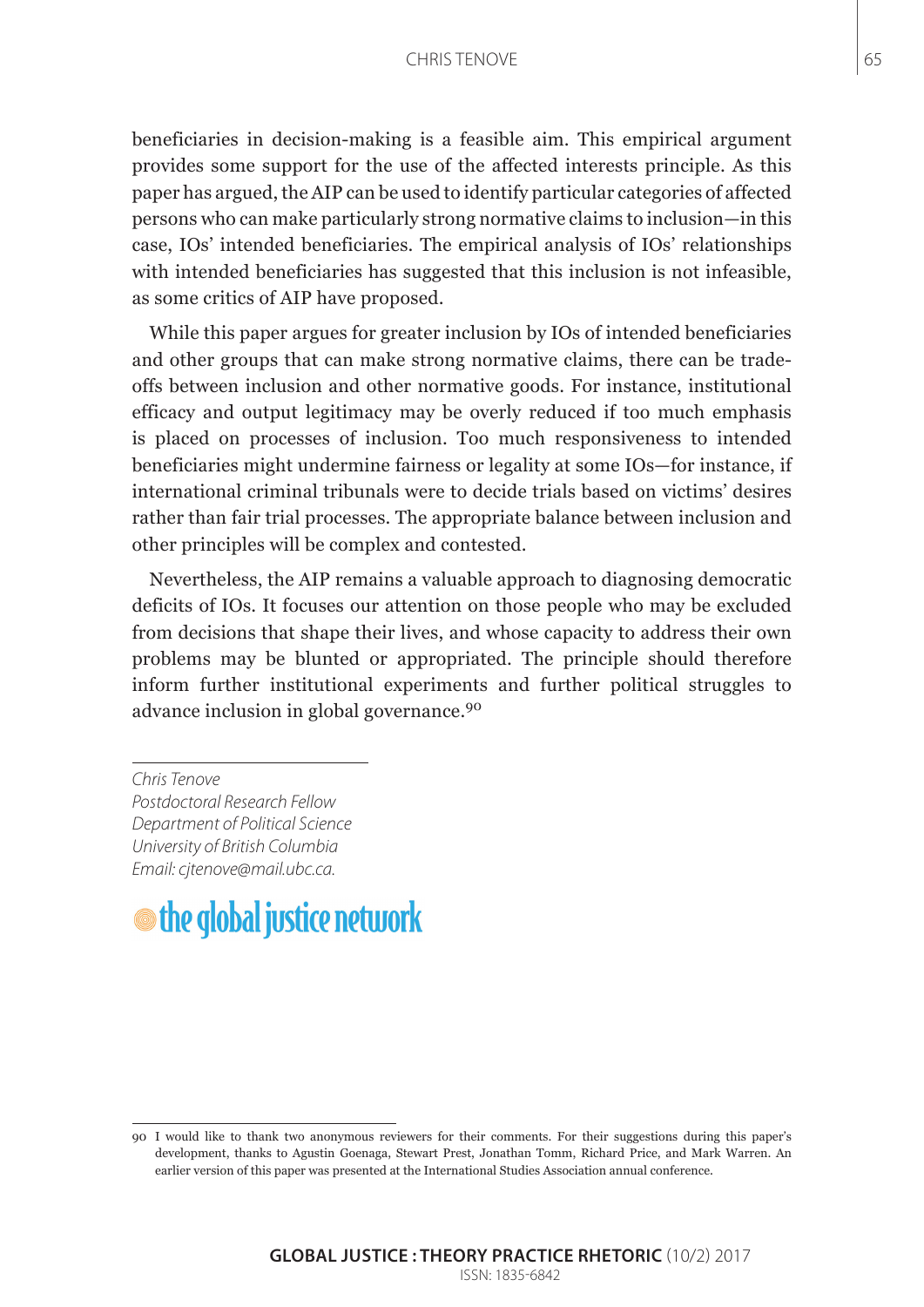beneficiaries in decision-making is a feasible aim. This empirical argument provides some support for the use of the affected interests principle. As this paper has argued, the AIP can be used to identify particular categories of affected persons who can make particularly strong normative claims to inclusion—in this case, IOs' intended beneficiaries. The empirical analysis of IOs' relationships with intended beneficiaries has suggested that this inclusion is not infeasible, as some critics of AIP have proposed.

While this paper argues for greater inclusion by IOs of intended beneficiaries and other groups that can make strong normative claims, there can be trade-offs between inclusion and other normative goods. For instance, institutional efficacy and output legitimacy may be overly reduced if too much emphasis is placed on processes of inclusion. Too much responsiveness to intended beneficiaries might undermine fairness or legality at some IOs—for instance, if international criminal tribunals were to decide trials based on victims' desires rather than fair trial processes. The appropriate balance between inclusion and other principles will be complex and contested.

Nevertheless, the AIP remains a valuable approach to diagnosing democratic deficits of IOs. It focuses our attention on those people who may be excluded from decisions that shape their lives, and whose capacity to address their own problems may be blunted or appropriated. The principle should therefore inform further institutional experiments and further political struggles to advance inclusion in global governance.[90]

---

*Chris Tenove*
*Postdoctoral Research Fellow*
*Department of Political Science*
*University of British Columbia*
*Email: cjtenove@mail.ubc.ca.*

the global justice network

---

90 I would like to thank two anonymous reviewers for their comments. For their suggestions during this paper's development, thanks to Agustin Goenaga, Stewart Prest, Jonathan Tomm, Richard Price, and Mark Warren. An earlier version of this paper was presented at the International Studies Association annual conference.